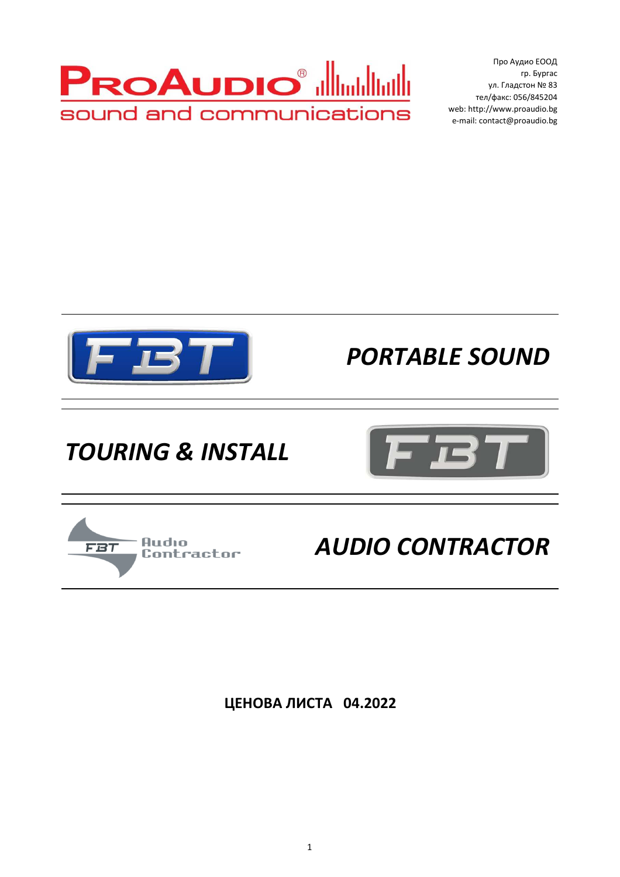**ProAudio®**
sound and communications

Про Аудио ЕООД
гр. Бургас
ул. Гладстон № 83
тел/факс: 056/845204
web: http://www.proaudio.bg
e-mail: contact@proaudio.bg

---

FBT

## *PORTABLE SOUND*

---

## *TOURING & INSTALL*

FBT

---

FBT Audio Contractor

## *AUDIO CONTRACTOR*

---

**ЦЕНОВА ЛИСТА 04.2022**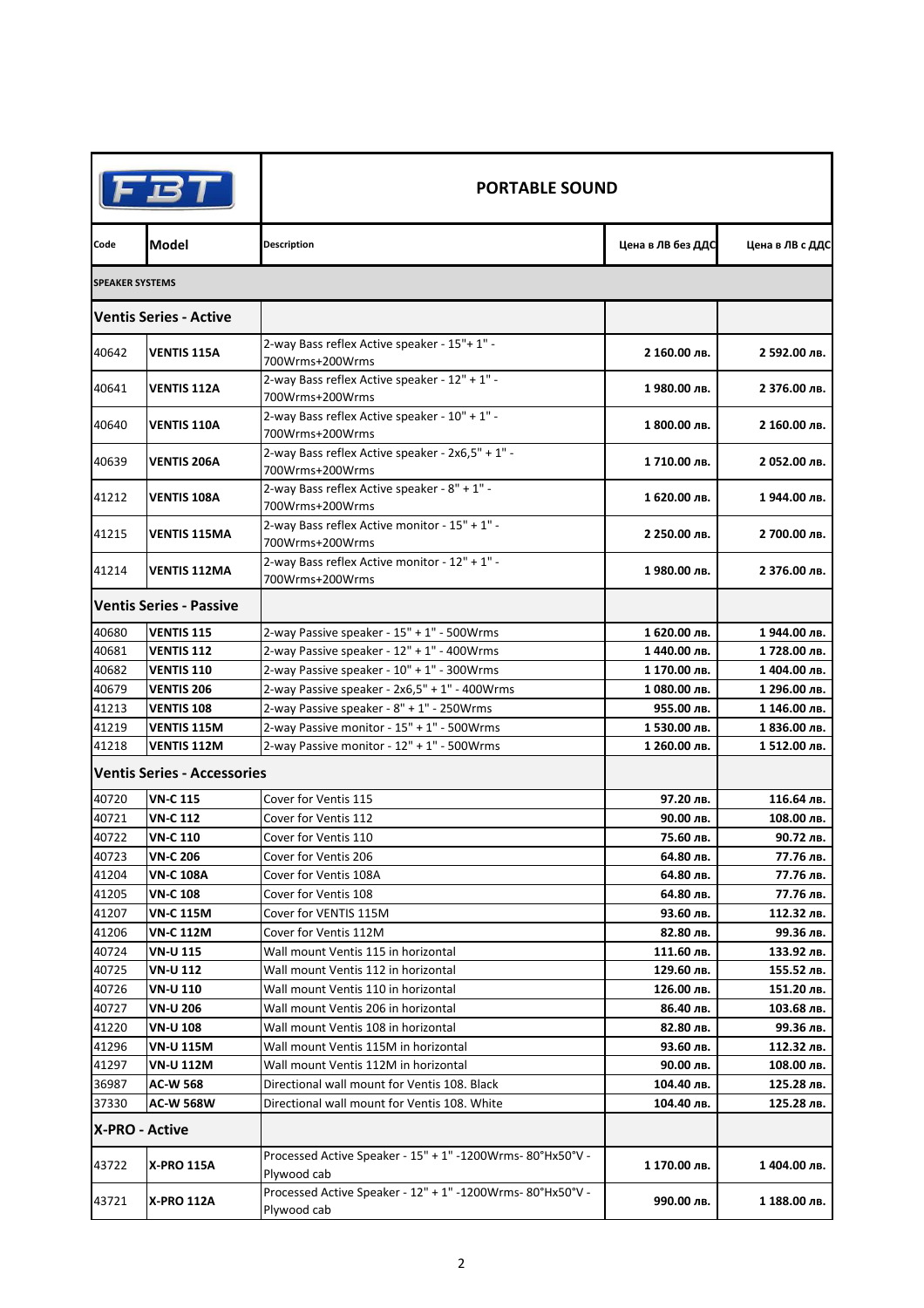| FBT | PORTABLE SOUND | | | |
|---|---|---|---|---|
| **Code** | **Model** | **Description** | **Цена в ЛВ без ДДС** | **Цена в ЛВ с ДДС** |
| **SPEAKER SYSTEMS** | | | | |
| **Ventis Series - Active** | | | | |
| 40642 | **VENTIS 115A** | 2-way Bass reflex Active speaker - 15"+ 1" - 700Wrms+200Wrms | **2 160.00 лв.** | **2 592.00 лв.** |
| 40641 | **VENTIS 112A** | 2-way Bass reflex Active speaker - 12" + 1" - 700Wrms+200Wrms | **1 980.00 лв.** | **2 376.00 лв.** |
| 40640 | **VENTIS 110A** | 2-way Bass reflex Active speaker - 10" + 1" - 700Wrms+200Wrms | **1 800.00 лв.** | **2 160.00 лв.** |
| 40639 | **VENTIS 206A** | 2-way Bass reflex Active speaker - 2x6,5" + 1" - 700Wrms+200Wrms | **1 710.00 лв.** | **2 052.00 лв.** |
| 41212 | **VENTIS 108A** | 2-way Bass reflex Active speaker - 8" + 1" - 700Wrms+200Wrms | **1 620.00 лв.** | **1 944.00 лв.** |
| 41215 | **VENTIS 115MA** | 2-way Bass reflex Active monitor - 15" + 1" - 700Wrms+200Wrms | **2 250.00 лв.** | **2 700.00 лв.** |
| 41214 | **VENTIS 112MA** | 2-way Bass reflex Active monitor - 12" + 1" - 700Wrms+200Wrms | **1 980.00 лв.** | **2 376.00 лв.** |
| **Ventis Series - Passive** | | | | |
| 40680 | **VENTIS 115** | 2-way Passive speaker - 15" + 1" - 500Wrms | **1 620.00 лв.** | **1 944.00 лв.** |
| 40681 | **VENTIS 112** | 2-way Passive speaker - 12" + 1" - 400Wrms | **1 440.00 лв.** | **1 728.00 лв.** |
| 40682 | **VENTIS 110** | 2-way Passive speaker - 10" + 1" - 300Wrms | **1 170.00 лв.** | **1 404.00 лв.** |
| 40679 | **VENTIS 206** | 2-way Passive speaker - 2x6,5" + 1" - 400Wrms | **1 080.00 лв.** | **1 296.00 лв.** |
| 41213 | **VENTIS 108** | 2-way Passive speaker - 8" + 1" - 250Wrms | **955.00 лв.** | **1 146.00 лв.** |
| 41219 | **VENTIS 115M** | 2-way Passive monitor - 15" + 1" - 500Wrms | **1 530.00 лв.** | **1 836.00 лв.** |
| 41218 | **VENTIS 112M** | 2-way Passive monitor - 12" + 1" - 500Wrms | **1 260.00 лв.** | **1 512.00 лв.** |
| **Ventis Series - Accessories** | | | | |
| 40720 | **VN-C 115** | Cover for Ventis 115 | **97.20 лв.** | **116.64 лв.** |
| 40721 | **VN-C 112** | Cover for Ventis 112 | **90.00 лв.** | **108.00 лв.** |
| 40722 | **VN-C 110** | Cover for Ventis 110 | **75.60 лв.** | **90.72 лв.** |
| 40723 | **VN-C 206** | Cover for Ventis 206 | **64.80 лв.** | **77.76 лв.** |
| 41204 | **VN-C 108A** | Cover for Ventis 108A | **64.80 лв.** | **77.76 лв.** |
| 41205 | **VN-C 108** | Cover for Ventis 108 | **64.80 лв.** | **77.76 лв.** |
| 41207 | **VN-C 115M** | Cover for VENTIS 115M | **93.60 лв.** | **112.32 лв.** |
| 41206 | **VN-C 112M** | Cover for Ventis 112M | **82.80 лв.** | **99.36 лв.** |
| 40724 | **VN-U 115** | Wall mount Ventis 115 in horizontal | **111.60 лв.** | **133.92 лв.** |
| 40725 | **VN-U 112** | Wall mount Ventis 112 in horizontal | **129.60 лв.** | **155.52 лв.** |
| 40726 | **VN-U 110** | Wall mount Ventis 110 in horizontal | **126.00 лв.** | **151.20 лв.** |
| 40727 | **VN-U 206** | Wall mount Ventis 206 in horizontal | **86.40 лв.** | **103.68 лв.** |
| 41220 | **VN-U 108** | Wall mount Ventis 108 in horizontal | **82.80 лв.** | **99.36 лв.** |
| 41296 | **VN-U 115M** | Wall mount Ventis 115M in horizontal | **93.60 лв.** | **112.32 лв.** |
| 41297 | **VN-U 112M** | Wall mount Ventis 112M in horizontal | **90.00 лв.** | **108.00 лв.** |
| 36987 | **AC-W 568** | Directional wall mount for Ventis 108. Black | **104.40 лв.** | **125.28 лв.** |
| 37330 | **AC-W 568W** | Directional wall mount for Ventis 108. White | **104.40 лв.** | **125.28 лв.** |
| **X-PRO - Active** | | | | |
| 43722 | **X-PRO 115A** | Processed Active Speaker - 15" + 1" -1200Wrms- 80°Hx50°V - Plywood cab | **1 170.00 лв.** | **1 404.00 лв.** |
| 43721 | **X-PRO 112A** | Processed Active Speaker - 12" + 1" -1200Wrms- 80°Hx50°V - Plywood cab | **990.00 лв.** | **1 188.00 лв.** |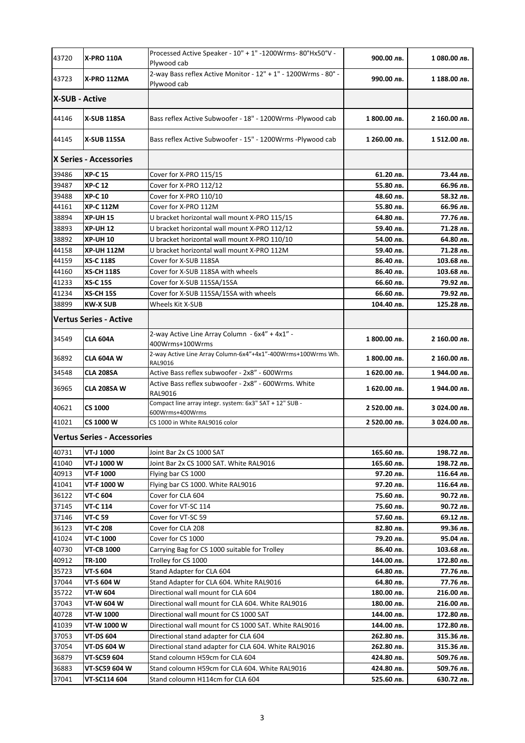| | | | | |
|---|---|---|---|---|
| 43720 | **X-PRO 110A** | Processed Active Speaker - 10" + 1" -1200Wrms- 80°Hx50°V - Plywood cab | **900.00 лв.** | **1 080.00 лв.** |
| 43723 | **X-PRO 112MA** | 2-way Bass reflex Active Monitor - 12" + 1" - 1200Wrms - 80° - Plywood cab | **990.00 лв.** | **1 188.00 лв.** |
| **X-SUB - Active** | | | | |
| 44146 | **X-SUB 118SA** | Bass reflex Active Subwoofer - 18" - 1200Wrms -Plywood cab | **1 800.00 лв.** | **2 160.00 лв.** |
| 44145 | **X-SUB 115SA** | Bass reflex Active Subwoofer - 15" - 1200Wrms -Plywood cab | **1 260.00 лв.** | **1 512.00 лв.** |
| **X Series - Accessories** | | | | |
| 39486 | **XP-C 15** | Cover for X-PRO 115/15 | **61.20 лв.** | **73.44 лв.** |
| 39487 | **XP-C 12** | Cover for X-PRO 112/12 | **55.80 лв.** | **66.96 лв.** |
| 39488 | **XP-C 10** | Cover for X-PRO 110/10 | **48.60 лв.** | **58.32 лв.** |
| 44161 | **XP-C 112M** | Cover for X-PRO 112M | **55.80 лв.** | **66.96 лв.** |
| 38894 | **XP-UH 15** | U bracket horizontal wall mount X-PRO 115/15 | **64.80 лв.** | **77.76 лв.** |
| 38893 | **XP-UH 12** | U bracket horizontal wall mount X-PRO 112/12 | **59.40 лв.** | **71.28 лв.** |
| 38892 | **XP-UH 10** | U bracket horizontal wall mount X-PRO 110/10 | **54.00 лв.** | **64.80 лв.** |
| 44158 | **XP-UH 112M** | U bracket horizontal wall mount X-PRO 112M | **59.40 лв.** | **71.28 лв.** |
| 44159 | **XS-C 118S** | Cover for X-SUB 118SA | **86.40 лв.** | **103.68 лв.** |
| 44160 | **XS-CH 118S** | Cover for X-SUB 118SA with wheels | **86.40 лв.** | **103.68 лв.** |
| 41233 | **XS-C 15S** | Cover for X-SUB 115SA/15SA | **66.60 лв.** | **79.92 лв.** |
| 41234 | **XS-CH 15S** | Cover for X-SUB 115SA/15SA with wheels | **66.60 лв.** | **79.92 лв.** |
| 38899 | **KW-X SUB** | Wheels Kit X-SUB | **104.40 лв.** | **125.28 лв.** |
| **Vertus Series - Active** | | | | |
| 34549 | **CLA 604A** | 2-way Active Line Array Column - 6x4" + 4x1" - 400Wrms+100Wrms | **1 800.00 лв.** | **2 160.00 лв.** |
| 36892 | **CLA 604A W** | 2-way Active Line Array Column-6x4"+4x1"-400Wrms+100Wrms Wh. RAL9016 | **1 800.00 лв.** | **2 160.00 лв.** |
| 34548 | **CLA 208SA** | Active Bass reflex subwoofer - 2x8" - 600Wrms | **1 620.00 лв.** | **1 944.00 лв.** |
| 36965 | **CLA 208SA W** | Active Bass reflex subwoofer - 2x8" - 600Wrms. White RAL9016 | **1 620.00 лв.** | **1 944.00 лв.** |
| 40621 | **CS 1000** | Compact line array integr. system: 6x3" SAT + 12" SUB - 600Wrms+400Wrms | **2 520.00 лв.** | **3 024.00 лв.** |
| 41021 | **CS 1000 W** | CS 1000 in White RAL9016 color | **2 520.00 лв.** | **3 024.00 лв.** |
| **Vertus Series - Accessories** | | | | |
| 40731 | **VT-J 1000** | Joint Bar 2x CS 1000 SAT | **165.60 лв.** | **198.72 лв.** |
| 41040 | **VT-J 1000 W** | Joint Bar 2x CS 1000 SAT. White RAL9016 | **165.60 лв.** | **198.72 лв.** |
| 40913 | **VT-F 1000** | Flying bar CS 1000 | **97.20 лв.** | **116.64 лв.** |
| 41041 | **VT-F 1000 W** | Flying bar CS 1000. White RAL9016 | **97.20 лв.** | **116.64 лв.** |
| 36122 | **VT-C 604** | Cover for CLA 604 | **75.60 лв.** | **90.72 лв.** |
| 37145 | **VT-C 114** | Cover for VT-SC 114 | **75.60 лв.** | **90.72 лв.** |
| 37146 | **VT-C 59** | Cover for VT-SC 59 | **57.60 лв.** | **69.12 лв.** |
| 36123 | **VT-C 208** | Cover for CLA 208 | **82.80 лв.** | **99.36 лв.** |
| 41024 | **VT-C 1000** | Cover for CS 1000 | **79.20 лв.** | **95.04 лв.** |
| 40730 | **VT-CB 1000** | Carrying Bag for CS 1000 suitable for Trolley | **86.40 лв.** | **103.68 лв.** |
| 40912 | **TR-100** | Trolley for CS 1000 | **144.00 лв.** | **172.80 лв.** |
| 35723 | **VT-S 604** | Stand Adapter for CLA 604 | **64.80 лв.** | **77.76 лв.** |
| 37044 | **VT-S 604 W** | Stand Adapter for CLA 604. White RAL9016 | **64.80 лв.** | **77.76 лв.** |
| 35722 | **VT-W 604** | Directional wall mount for CLA 604 | **180.00 лв.** | **216.00 лв.** |
| 37043 | **VT-W 604 W** | Directional wall mount for CLA 604. White RAL9016 | **180.00 лв.** | **216.00 лв.** |
| 40728 | **VT-W 1000** | Directional wall mount for CS 1000 SAT | **144.00 лв.** | **172.80 лв.** |
| 41039 | **VT-W 1000 W** | Directional wall mount for CS 1000 SAT. White RAL9016 | **144.00 лв.** | **172.80 лв.** |
| 37053 | **VT-DS 604** | Directional stand adapter for CLA 604 | **262.80 лв.** | **315.36 лв.** |
| 37054 | **VT-DS 604 W** | Directional stand adapter for CLA 604. White RAL9016 | **262.80 лв.** | **315.36 лв.** |
| 36879 | **VT-SC59 604** | Stand coloumn H59cm for CLA 604 | **424.80 лв.** | **509.76 лв.** |
| 36883 | **VT-SC59 604 W** | Stand coloumn H59cm for CLA 604. White RAL9016 | **424.80 лв.** | **509.76 лв.** |
| 37041 | **VT-SC114 604** | Stand coloumn H114cm for CLA 604 | **525.60 лв.** | **630.72 лв.** |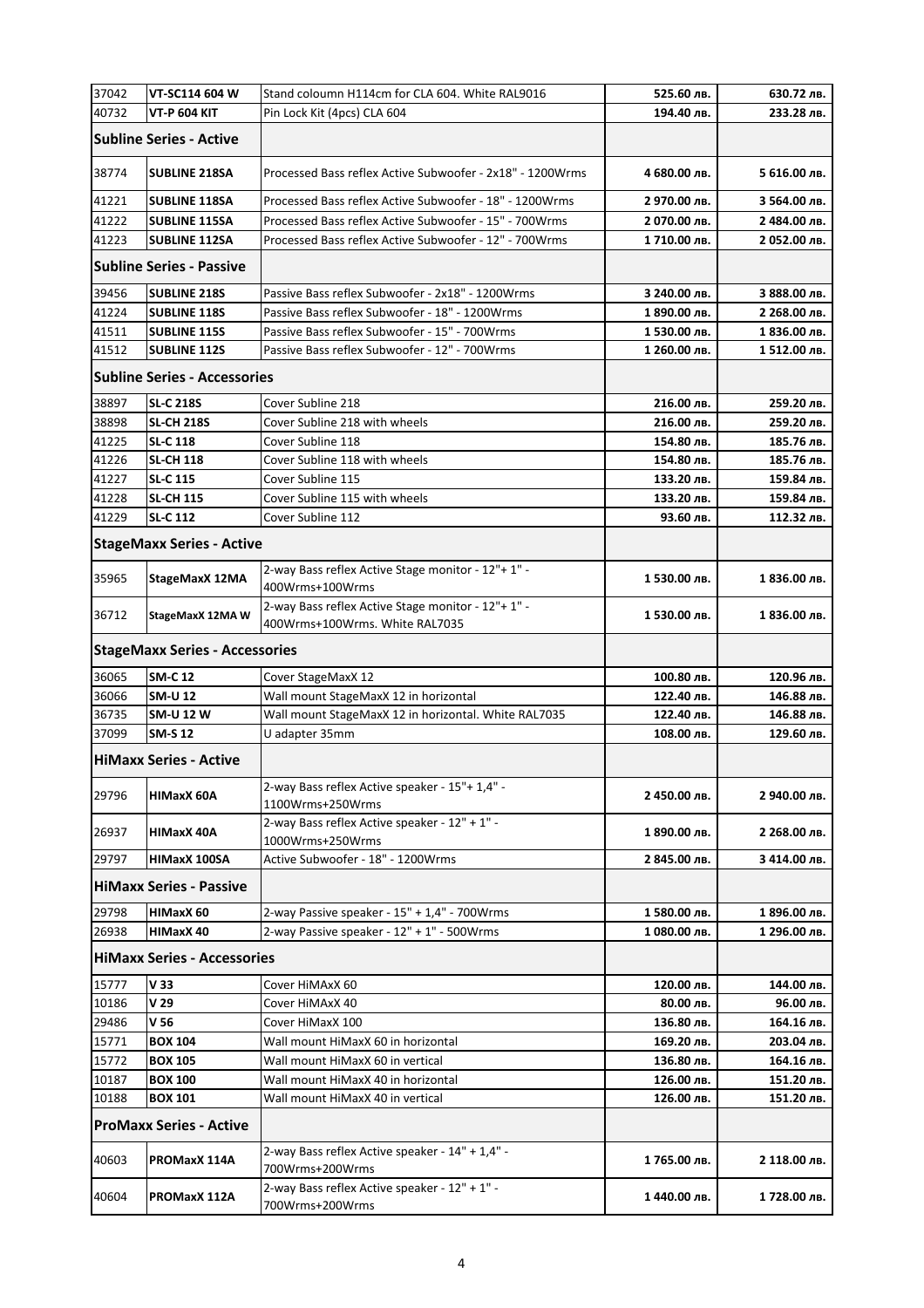| | | | | |
|---|---|---|---|---|
| 37042 | **VT-SC114 604 W** | Stand coloumn H114cm for CLA 604. White RAL9016 | **525.60 лв.** | **630.72 лв.** |
| 40732 | **VT-P 604 KIT** | Pin Lock Kit (4pcs) CLA 604 | **194.40 лв.** | **233.28 лв.** |
| **Subline Series - Active** | | | | |
| 38774 | **SUBLINE 218SA** | Processed Bass reflex Active Subwoofer - 2x18" - 1200Wrms | **4 680.00 лв.** | **5 616.00 лв.** |
| 41221 | **SUBLINE 118SA** | Processed Bass reflex Active Subwoofer - 18" - 1200Wrms | **2 970.00 лв.** | **3 564.00 лв.** |
| 41222 | **SUBLINE 115SA** | Processed Bass reflex Active Subwoofer - 15" - 700Wrms | **2 070.00 лв.** | **2 484.00 лв.** |
| 41223 | **SUBLINE 112SA** | Processed Bass reflex Active Subwoofer - 12" - 700Wrms | **1 710.00 лв.** | **2 052.00 лв.** |
| **Subline Series - Passive** | | | | |
| 39456 | **SUBLINE 218S** | Passive Bass reflex Subwoofer - 2x18" - 1200Wrms | **3 240.00 лв.** | **3 888.00 лв.** |
| 41224 | **SUBLINE 118S** | Passive Bass reflex Subwoofer - 18" - 1200Wrms | **1 890.00 лв.** | **2 268.00 лв.** |
| 41511 | **SUBLINE 115S** | Passive Bass reflex Subwoofer - 15" - 700Wrms | **1 530.00 лв.** | **1 836.00 лв.** |
| 41512 | **SUBLINE 112S** | Passive Bass reflex Subwoofer - 12" - 700Wrms | **1 260.00 лв.** | **1 512.00 лв.** |
| **Subline Series - Accessories** | | | | |
| 38897 | **SL-C 218S** | Cover Subline 218 | **216.00 лв.** | **259.20 лв.** |
| 38898 | **SL-CH 218S** | Cover Subline 218 with wheels | **216.00 лв.** | **259.20 лв.** |
| 41225 | **SL-C 118** | Cover Subline 118 | **154.80 лв.** | **185.76 лв.** |
| 41226 | **SL-CH 118** | Cover Subline 118 with wheels | **154.80 лв.** | **185.76 лв.** |
| 41227 | **SL-C 115** | Cover Subline 115 | **133.20 лв.** | **159.84 лв.** |
| 41228 | **SL-CH 115** | Cover Subline 115 with wheels | **133.20 лв.** | **159.84 лв.** |
| 41229 | **SL-C 112** | Cover Subline 112 | **93.60 лв.** | **112.32 лв.** |
| **StageMaxx Series - Active** | | | | |
| 35965 | **StageMaxX 12MA** | 2-way Bass reflex Active Stage monitor - 12"+ 1" - 400Wrms+100Wrms | **1 530.00 лв.** | **1 836.00 лв.** |
| 36712 | **StageMaxX 12MA W** | 2-way Bass reflex Active Stage monitor - 12"+ 1" - 400Wrms+100Wrms. White RAL7035 | **1 530.00 лв.** | **1 836.00 лв.** |
| **StageMaxx Series - Accessories** | | | | |
| 36065 | **SM-C 12** | Cover StageMaxX 12 | **100.80 лв.** | **120.96 лв.** |
| 36066 | **SM-U 12** | Wall mount StageMaxX 12 in horizontal | **122.40 лв.** | **146.88 лв.** |
| 36735 | **SM-U 12 W** | Wall mount StageMaxX 12 in horizontal. White RAL7035 | **122.40 лв.** | **146.88 лв.** |
| 37099 | **SM-S 12** | U adapter 35mm | **108.00 лв.** | **129.60 лв.** |
| **HiMaxx Series - Active** | | | | |
| 29796 | **HIMaxX 60A** | 2-way Bass reflex Active speaker - 15"+ 1,4" - 1100Wrms+250Wrms | **2 450.00 лв.** | **2 940.00 лв.** |
| 26937 | **HIMaxX 40A** | 2-way Bass reflex Active speaker - 12" + 1" - 1000Wrms+250Wrms | **1 890.00 лв.** | **2 268.00 лв.** |
| 29797 | **HIMaxX 100SA** | Active Subwoofer - 18" - 1200Wrms | **2 845.00 лв.** | **3 414.00 лв.** |
| **HiMaxx Series - Passive** | | | | |
| 29798 | **HIMaxX 60** | 2-way Passive speaker - 15" + 1,4" - 700Wrms | **1 580.00 лв.** | **1 896.00 лв.** |
| 26938 | **HIMaxX 40** | 2-way Passive speaker - 12" + 1" - 500Wrms | **1 080.00 лв.** | **1 296.00 лв.** |
| **HiMaxx Series - Accessories** | | | | |
| 15777 | **V 33** | Cover HiMAxX 60 | **120.00 лв.** | **144.00 лв.** |
| 10186 | **V 29** | Cover HiMAxX 40 | **80.00 лв.** | **96.00 лв.** |
| 29486 | **V 56** | Cover HiMaxX 100 | **136.80 лв.** | **164.16 лв.** |
| 15771 | **BOX 104** | Wall mount HiMaxX 60 in horizontal | **169.20 лв.** | **203.04 лв.** |
| 15772 | **BOX 105** | Wall mount HiMaxX 60 in vertical | **136.80 лв.** | **164.16 лв.** |
| 10187 | **BOX 100** | Wall mount HiMaxX 40 in horizontal | **126.00 лв.** | **151.20 лв.** |
| 10188 | **BOX 101** | Wall mount HiMaxX 40 in vertical | **126.00 лв.** | **151.20 лв.** |
| **ProMaxx Series - Active** | | | | |
| 40603 | **PROMaxX 114A** | 2-way Bass reflex Active speaker - 14" + 1,4" - 700Wrms+200Wrms | **1 765.00 лв.** | **2 118.00 лв.** |
| 40604 | **PROMaxX 112A** | 2-way Bass reflex Active speaker - 12" + 1" - 700Wrms+200Wrms | **1 440.00 лв.** | **1 728.00 лв.** |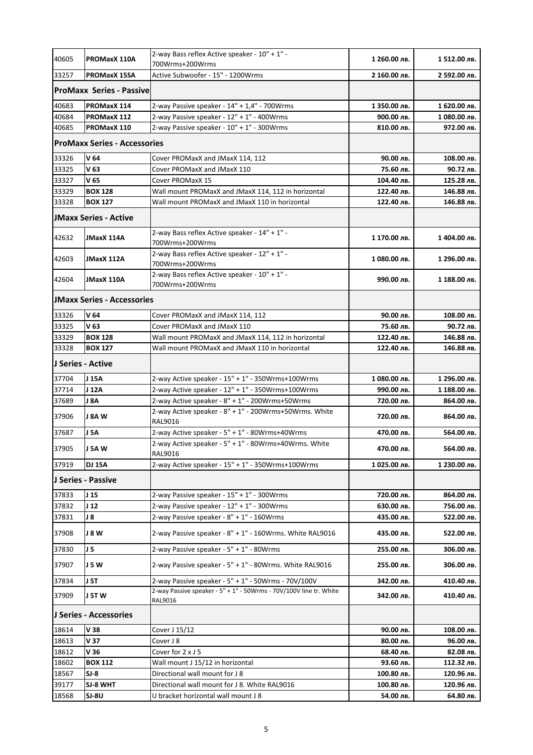| | | | | |
|---|---|---|---|---|
| 40605 | **PROMaxX 110A** | 2-way Bass reflex Active speaker - 10" + 1" - 700Wrms+200Wrms | **1 260.00 лв.** | **1 512.00 лв.** |
| 33257 | **PROMaxX 15SA** | Active Subwoofer - 15" - 1200Wrms | **2 160.00 лв.** | **2 592.00 лв.** |
| **ProMaxx Series - Passive** | | | | |
| 40683 | **PROMaxX 114** | 2-way Passive speaker - 14" + 1,4" - 700Wrms | **1 350.00 лв.** | **1 620.00 лв.** |
| 40684 | **PROMaxX 112** | 2-way Passive speaker - 12" + 1" - 400Wrms | **900.00 лв.** | **1 080.00 лв.** |
| 40685 | **PROMaxX 110** | 2-way Passive speaker - 10" + 1" - 300Wrms | **810.00 лв.** | **972.00 лв.** |
| **ProMaxx Series - Accessories** | | | | |
| 33326 | **V 64** | Cover PROMaxX and JMaxX 114, 112 | **90.00 лв.** | **108.00 лв.** |
| 33325 | **V 63** | Cover PROMaxX and JMaxX 110 | **75.60 лв.** | **90.72 лв.** |
| 33327 | **V 65** | Cover PROMaxX 15 | **104.40 лв.** | **125.28 лв.** |
| 33329 | **BOX 128** | Wall mount PROMaxX and JMaxX 114, 112 in horizontal | **122.40 лв.** | **146.88 лв.** |
| 33328 | **BOX 127** | Wall mount PROMaxX and JMaxX 110 in horizontal | **122.40 лв.** | **146.88 лв.** |
| **JMaxx Series - Active** | | | | |
| 42632 | **JMaxX 114A** | 2-way Bass reflex Active speaker - 14" + 1" - 700Wrms+200Wrms | **1 170.00 лв.** | **1 404.00 лв.** |
| 42603 | **JMaxX 112A** | 2-way Bass reflex Active speaker - 12" + 1" - 700Wrms+200Wrms | **1 080.00 лв.** | **1 296.00 лв.** |
| 42604 | **JMaxX 110A** | 2-way Bass reflex Active speaker - 10" + 1" - 700Wrms+200Wrms | **990.00 лв.** | **1 188.00 лв.** |
| **JMaxx Series - Accessories** | | | | |
| 33326 | **V 64** | Cover PROMaxX and JMaxX 114, 112 | **90.00 лв.** | **108.00 лв.** |
| 33325 | **V 63** | Cover PROMaxX and JMaxX 110 | **75.60 лв.** | **90.72 лв.** |
| 33329 | **BOX 128** | Wall mount PROMaxX and JMaxX 114, 112 in horizontal | **122.40 лв.** | **146.88 лв.** |
| 33328 | **BOX 127** | Wall mount PROMaxX and JMaxX 110 in horizontal | **122.40 лв.** | **146.88 лв.** |
| **J Series - Active** | | | | |
| 37704 | **J 15A** | 2-way Active speaker - 15" + 1" - 350Wrms+100Wrms | **1 080.00 лв.** | **1 296.00 лв.** |
| 37714 | **J 12A** | 2-way Active speaker - 12" + 1" - 350Wrms+100Wrms | **990.00 лв.** | **1 188.00 лв.** |
| 37689 | **J 8A** | 2-way Active speaker - 8" + 1" - 200Wrms+50Wrms | **720.00 лв.** | **864.00 лв.** |
| 37906 | **J 8A W** | 2-way Active speaker - 8" + 1" - 200Wrms+50Wrms. White RAL9016 | **720.00 лв.** | **864.00 лв.** |
| 37687 | **J 5A** | 2-way Active speaker - 5" + 1" - 80Wrms+40Wrms | **470.00 лв.** | **564.00 лв.** |
| 37905 | **J 5A W** | 2-way Active speaker - 5" + 1" - 80Wrms+40Wrms. White RAL9016 | **470.00 лв.** | **564.00 лв.** |
| 37919 | **DJ 15A** | 2-way Active speaker - 15" + 1" - 350Wrms+100Wrms | **1 025.00 лв.** | **1 230.00 лв.** |
| **J Series - Passive** | | | | |
| 37833 | **J 15** | 2-way Passive speaker - 15" + 1" - 300Wrms | **720.00 лв.** | **864.00 лв.** |
| 37832 | **J 12** | 2-way Passive speaker - 12" + 1" - 300Wrms | **630.00 лв.** | **756.00 лв.** |
| 37831 | **J 8** | 2-way Passive speaker - 8" + 1" - 160Wrms | **435.00 лв.** | **522.00 лв.** |
| 37908 | **J 8 W** | 2-way Passive speaker - 8" + 1" - 160Wrms. White RAL9016 | **435.00 лв.** | **522.00 лв.** |
| 37830 | **J 5** | 2-way Passive speaker - 5" + 1" - 80Wrms | **255.00 лв.** | **306.00 лв.** |
| 37907 | **J 5 W** | 2-way Passive speaker - 5" + 1" - 80Wrms. White RAL9016 | **255.00 лв.** | **306.00 лв.** |
| 37834 | **J 5T** | 2-way Passive speaker - 5" + 1" - 50Wrms - 70V/100V | **342.00 лв.** | **410.40 лв.** |
| 37909 | **J 5T W** | 2-way Passive speaker - 5" + 1" - 50Wrms - 70V/100V line tr. White RAL9016 | **342.00 лв.** | **410.40 лв.** |
| **J Series - Accessories** | | | | |
| 18614 | **V 38** | Cover J 15/12 | **90.00 лв.** | **108.00 лв.** |
| 18613 | **V 37** | Cover J 8 | **80.00 лв.** | **96.00 лв.** |
| 18612 | **V 36** | Cover for 2 x J 5 | **68.40 лв.** | **82.08 лв.** |
| 18602 | **BOX 112** | Wall mount J 15/12 in horizontal | **93.60 лв.** | **112.32 лв.** |
| 18567 | **SJ-8** | Directional wall mount for J 8 | **100.80 лв.** | **120.96 лв.** |
| 39177 | **SJ-8 WHT** | Directional wall mount for J 8. White RAL9016 | **100.80 лв.** | **120.96 лв.** |
| 18568 | **SJ-8U** | U bracket horizontal wall mount J 8 | **54.00 лв.** | **64.80 лв.** |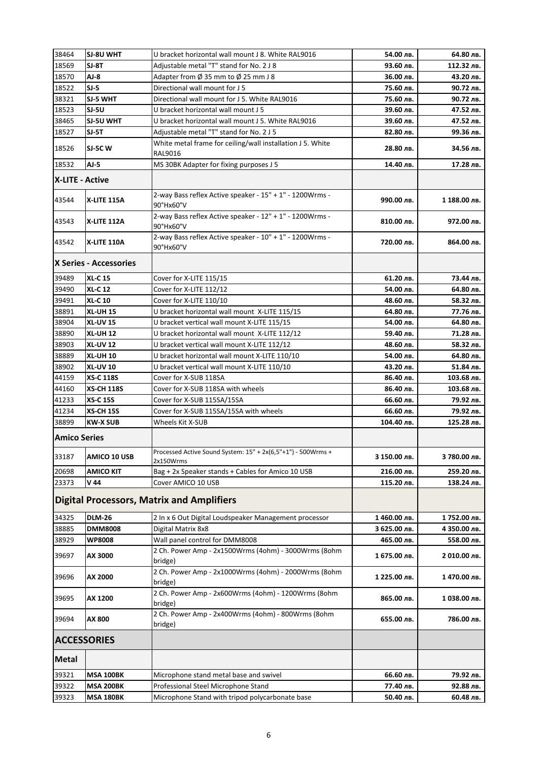| | | | | |
|---|---|---|---|---|
| 38464 | **SJ-8U WHT** | U bracket horizontal wall mount J 8. White RAL9016 | **54.00 лв.** | **64.80 лв.** |
| 18569 | **SJ-8T** | Adjustable metal "T" stand for No. 2 J 8 | **93.60 лв.** | **112.32 лв.** |
| 18570 | **AJ-8** | Adapter from Ø 35 mm to Ø 25 mm J 8 | **36.00 лв.** | **43.20 лв.** |
| 18522 | **SJ-5** | Directional wall mount for J 5 | **75.60 лв.** | **90.72 лв.** |
| 38321 | **SJ-5 WHT** | Directional wall mount for J 5. White RAL9016 | **75.60 лв.** | **90.72 лв.** |
| 18523 | **SJ-5U** | U bracket horizontal wall mount J 5 | **39.60 лв.** | **47.52 лв.** |
| 38465 | **SJ-5U WHT** | U bracket horizontal wall mount J 5. White RAL9016 | **39.60 лв.** | **47.52 лв.** |
| 18527 | **SJ-5T** | Adjustable metal "T" stand for No. 2 J 5 | **82.80 лв.** | **99.36 лв.** |
| 18526 | **SJ-5C W** | White metal frame for ceiling/wall installation J 5. White RAL9016 | **28.80 лв.** | **34.56 лв.** |
| 18532 | **AJ-5** | MS 30BK Adapter for fixing purposes J 5 | **14.40 лв.** | **17.28 лв.** |
| **X-LITE - Active** | | | | |
| 43544 | **X-LITE 115A** | 2-way Bass reflex Active speaker - 15" + 1" - 1200Wrms - 90°Hx60°V | **990.00 лв.** | **1 188.00 лв.** |
| 43543 | **X-LITE 112A** | 2-way Bass reflex Active speaker - 12" + 1" - 1200Wrms - 90°Hx60°V | **810.00 лв.** | **972.00 лв.** |
| 43542 | **X-LITE 110A** | 2-way Bass reflex Active speaker - 10" + 1" - 1200Wrms - 90°Hx60°V | **720.00 лв.** | **864.00 лв.** |
| **X Series - Accessories** | | | | |
| 39489 | **XL-C 15** | Cover for X-LITE 115/15 | **61.20 лв.** | **73.44 лв.** |
| 39490 | **XL-C 12** | Cover for X-LITE 112/12 | **54.00 лв.** | **64.80 лв.** |
| 39491 | **XL-C 10** | Cover for X-LITE 110/10 | **48.60 лв.** | **58.32 лв.** |
| 38891 | **XL-UH 15** | U bracket horizontal wall mount X-LITE 115/15 | **64.80 лв.** | **77.76 лв.** |
| 38904 | **XL-UV 15** | U bracket vertical wall mount X-LITE 115/15 | **54.00 лв.** | **64.80 лв.** |
| 38890 | **XL-UH 12** | U bracket horizontal wall mount X-LITE 112/12 | **59.40 лв.** | **71.28 лв.** |
| 38903 | **XL-UV 12** | U bracket vertical wall mount X-LITE 112/12 | **48.60 лв.** | **58.32 лв.** |
| 38889 | **XL-UH 10** | U bracket horizontal wall mount X-LITE 110/10 | **54.00 лв.** | **64.80 лв.** |
| 38902 | **XL-UV 10** | U bracket vertical wall mount X-LITE 110/10 | **43.20 лв.** | **51.84 лв.** |
| 44159 | **XS-C 118S** | Cover for X-SUB 118SA | **86.40 лв.** | **103.68 лв.** |
| 44160 | **XS-CH 118S** | Cover for X-SUB 118SA with wheels | **86.40 лв.** | **103.68 лв.** |
| 41233 | **XS-C 15S** | Cover for X-SUB 115SA/15SA | **66.60 лв.** | **79.92 лв.** |
| 41234 | **XS-CH 15S** | Cover for X-SUB 115SA/15SA with wheels | **66.60 лв.** | **79.92 лв.** |
| 38899 | **KW-X SUB** | Wheels Kit X-SUB | **104.40 лв.** | **125.28 лв.** |
| **Amico Series** | | | | |
| 33187 | **AMICO 10 USB** | Processed Active Sound System: 15" + 2x(6,5"+1") - 500Wrms + 2x150Wrms | **3 150.00 лв.** | **3 780.00 лв.** |
| 20698 | **AMICO KIT** | Bag + 2x Speaker stands + Cables for Amico 10 USB | **216.00 лв.** | **259.20 лв.** |
| 23373 | **V 44** | Cover AMICO 10 USB | **115.20 лв.** | **138.24 лв.** |
| **Digital Processors, Matrix and Amplifiers** | | | | |
| 34325 | **DLM-26** | 2 In x 6 Out Digital Loudspeaker Management processor | **1 460.00 лв.** | **1 752.00 лв.** |
| 38885 | **DMM8008** | Digital Matrix 8x8 | **3 625.00 лв.** | **4 350.00 лв.** |
| 38929 | **WP8008** | Wall panel control for DMM8008 | **465.00 лв.** | **558.00 лв.** |
| 39697 | **AX 3000** | 2 Ch. Power Amp - 2x1500Wrms (4ohm) - 3000Wrms (8ohm bridge) | **1 675.00 лв.** | **2 010.00 лв.** |
| 39696 | **AX 2000** | 2 Ch. Power Amp - 2x1000Wrms (4ohm) - 2000Wrms (8ohm bridge) | **1 225.00 лв.** | **1 470.00 лв.** |
| 39695 | **AX 1200** | 2 Ch. Power Amp - 2x600Wrms (4ohm) - 1200Wrms (8ohm bridge) | **865.00 лв.** | **1 038.00 лв.** |
| 39694 | **AX 800** | 2 Ch. Power Amp - 2x400Wrms (4ohm) - 800Wrms (8ohm bridge) | **655.00 лв.** | **786.00 лв.** |
| **ACCESSORIES** | | | | |
| **Metal** | | | | |
| 39321 | **MSA 100BK** | Microphone stand metal base and swivel | **66.60 лв.** | **79.92 лв.** |
| 39322 | **MSA 200BK** | Professional Steel Microphone Stand | **77.40 лв.** | **92.88 лв.** |
| 39323 | **MSA 180BK** | Microphone Stand with tripod polycarbonate base | **50.40 лв.** | **60.48 лв.** |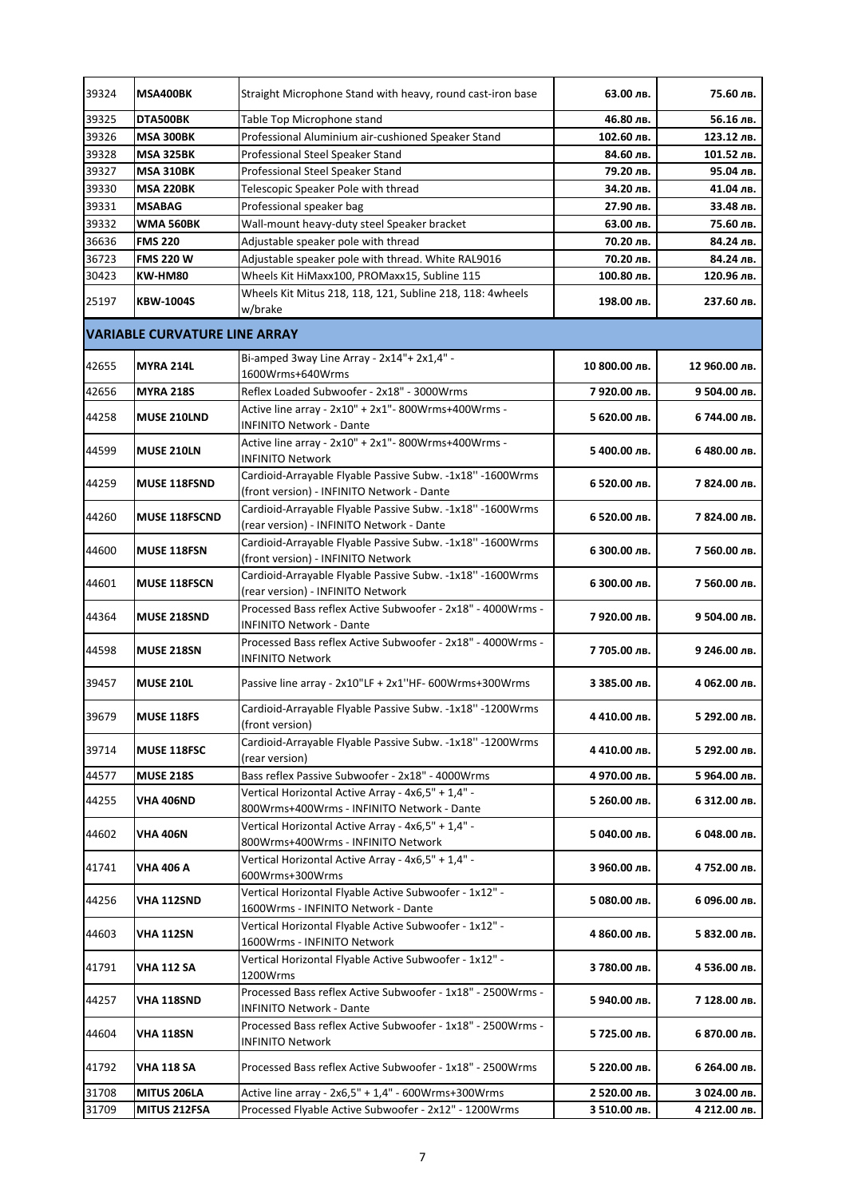| 39324 | **MSA400BK** | Straight Microphone Stand with heavy, round cast-iron base | **63.00 лв.** | **75.60 лв.** |
|---|---|---|---|---|
| 39325 | **DTA500BK** | Table Top Microphone stand | **46.80 лв.** | **56.16 лв.** |
| 39326 | **MSA 300BK** | Professional Aluminium air-cushioned Speaker Stand | **102.60 лв.** | **123.12 лв.** |
| 39328 | **MSA 325BK** | Professional Steel Speaker Stand | **84.60 лв.** | **101.52 лв.** |
| 39327 | **MSA 310BK** | Professional Steel Speaker Stand | **79.20 лв.** | **95.04 лв.** |
| 39330 | **MSA 220BK** | Telescopic Speaker Pole with thread | **34.20 лв.** | **41.04 лв.** |
| 39331 | **MSABAG** | Professional speaker bag | **27.90 лв.** | **33.48 лв.** |
| 39332 | **WMA 560BK** | Wall-mount heavy-duty steel Speaker bracket | **63.00 лв.** | **75.60 лв.** |
| 36636 | **FMS 220** | Adjustable speaker pole with thread | **70.20 лв.** | **84.24 лв.** |
| 36723 | **FMS 220 W** | Adjustable speaker pole with thread. White RAL9016 | **70.20 лв.** | **84.24 лв.** |
| 30423 | **KW-HM80** | Wheels Kit HiMaxx100, PROMaxx15, Subline 115 | **100.80 лв.** | **120.96 лв.** |
| 25197 | **KBW-1004S** | Wheels Kit Mitus 218, 118, 121, Subline 218, 118: 4wheels w/brake | **198.00 лв.** | **237.60 лв.** |
| **VARIABLE CURVATURE LINE ARRAY** | | | | |
| 42655 | **MYRA 214L** | Bi-amped 3way Line Array - 2x14"+ 2x1,4" - 1600Wrms+640Wrms | **10 800.00 лв.** | **12 960.00 лв.** |
| 42656 | **MYRA 218S** | Reflex Loaded Subwoofer - 2x18" - 3000Wrms | **7 920.00 лв.** | **9 504.00 лв.** |
| 44258 | **MUSE 210LND** | Active line array - 2x10" + 2x1"- 800Wrms+400Wrms - INFINITO Network - Dante | **5 620.00 лв.** | **6 744.00 лв.** |
| 44599 | **MUSE 210LN** | Active line array - 2x10" + 2x1"- 800Wrms+400Wrms - INFINITO Network | **5 400.00 лв.** | **6 480.00 лв.** |
| 44259 | **MUSE 118FSND** | Cardioid-Arrayable Flyable Passive Subw. -1x18'' -1600Wrms (front version) - INFINITO Network - Dante | **6 520.00 лв.** | **7 824.00 лв.** |
| 44260 | **MUSE 118FSCND** | Cardioid-Arrayable Flyable Passive Subw. -1x18'' -1600Wrms (rear version) - INFINITO Network - Dante | **6 520.00 лв.** | **7 824.00 лв.** |
| 44600 | **MUSE 118FSN** | Cardioid-Arrayable Flyable Passive Subw. -1x18'' -1600Wrms (front version) - INFINITO Network | **6 300.00 лв.** | **7 560.00 лв.** |
| 44601 | **MUSE 118FSCN** | Cardioid-Arrayable Flyable Passive Subw. -1x18'' -1600Wrms (rear version) - INFINITO Network | **6 300.00 лв.** | **7 560.00 лв.** |
| 44364 | **MUSE 218SND** | Processed Bass reflex Active Subwoofer - 2x18" - 4000Wrms - INFINITO Network - Dante | **7 920.00 лв.** | **9 504.00 лв.** |
| 44598 | **MUSE 218SN** | Processed Bass reflex Active Subwoofer - 2x18" - 4000Wrms - INFINITO Network | **7 705.00 лв.** | **9 246.00 лв.** |
| 39457 | **MUSE 210L** | Passive line array - 2x10"LF + 2x1''HF- 600Wrms+300Wrms | **3 385.00 лв.** | **4 062.00 лв.** |
| 39679 | **MUSE 118FS** | Cardioid-Arrayable Flyable Passive Subw. -1x18'' -1200Wrms (front version) | **4 410.00 лв.** | **5 292.00 лв.** |
| 39714 | **MUSE 118FSC** | Cardioid-Arrayable Flyable Passive Subw. -1x18'' -1200Wrms (rear version) | **4 410.00 лв.** | **5 292.00 лв.** |
| 44577 | **MUSE 218S** | Bass reflex Passive Subwoofer - 2x18" - 4000Wrms | **4 970.00 лв.** | **5 964.00 лв.** |
| 44255 | **VHA 406ND** | Vertical Horizontal Active Array - 4x6,5" + 1,4" - 800Wrms+400Wrms - INFINITO Network - Dante | **5 260.00 лв.** | **6 312.00 лв.** |
| 44602 | **VHA 406N** | Vertical Horizontal Active Array - 4x6,5" + 1,4" - 800Wrms+400Wrms - INFINITO Network | **5 040.00 лв.** | **6 048.00 лв.** |
| 41741 | **VHA 406 A** | Vertical Horizontal Active Array - 4x6,5" + 1,4" - 600Wrms+300Wrms | **3 960.00 лв.** | **4 752.00 лв.** |
| 44256 | **VHA 112SND** | Vertical Horizontal Flyable Active Subwoofer - 1x12" - 1600Wrms - INFINITO Network - Dante | **5 080.00 лв.** | **6 096.00 лв.** |
| 44603 | **VHA 112SN** | Vertical Horizontal Flyable Active Subwoofer - 1x12" - 1600Wrms - INFINITO Network | **4 860.00 лв.** | **5 832.00 лв.** |
| 41791 | **VHA 112 SA** | Vertical Horizontal Flyable Active Subwoofer - 1x12" - 1200Wrms | **3 780.00 лв.** | **4 536.00 лв.** |
| 44257 | **VHA 118SND** | Processed Bass reflex Active Subwoofer - 1x18" - 2500Wrms - INFINITO Network - Dante | **5 940.00 лв.** | **7 128.00 лв.** |
| 44604 | **VHA 118SN** | Processed Bass reflex Active Subwoofer - 1x18" - 2500Wrms - INFINITO Network | **5 725.00 лв.** | **6 870.00 лв.** |
| 41792 | **VHA 118 SA** | Processed Bass reflex Active Subwoofer - 1x18" - 2500Wrms | **5 220.00 лв.** | **6 264.00 лв.** |
| 31708 | **MITUS 206LA** | Active line array - 2x6,5" + 1,4" - 600Wrms+300Wrms | **2 520.00 лв.** | **3 024.00 лв.** |
| 31709 | **MITUS 212FSA** | Processed Flyable Active Subwoofer - 2x12" - 1200Wrms | **3 510.00 лв.** | **4 212.00 лв.** |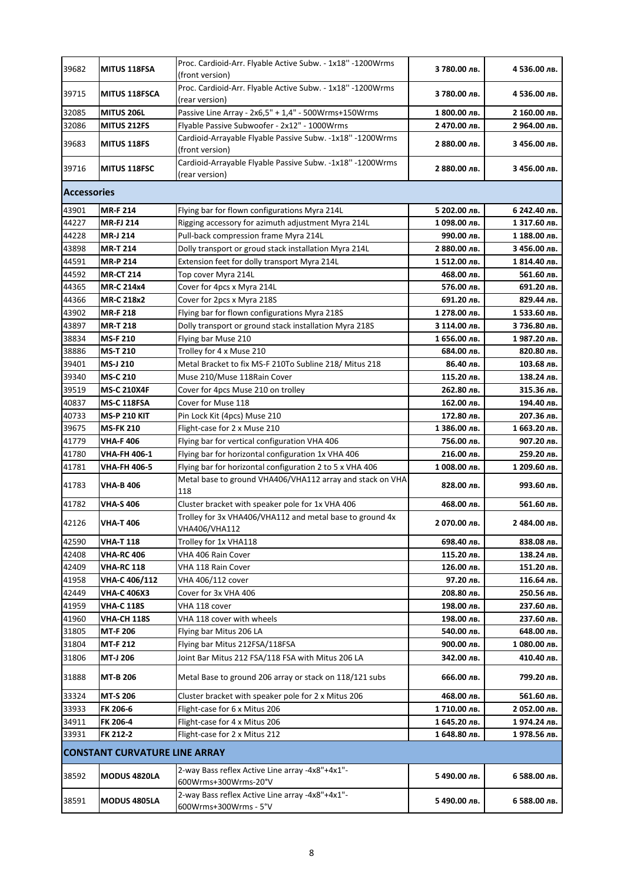| | | | | |
|---|---|---|---|---|
| 39682 | **MITUS 118FSA** | Proc. Cardioid-Arr. Flyable Active Subw. - 1x18'' -1200Wrms (front version) | **3 780.00 лв.** | **4 536.00 лв.** |
| 39715 | **MITUS 118FSCA** | Proc. Cardioid-Arr. Flyable Active Subw. - 1x18'' -1200Wrms (rear version) | **3 780.00 лв.** | **4 536.00 лв.** |
| 32085 | **MITUS 206L** | Passive Line Array - 2x6,5" + 1,4" - 500Wrms+150Wrms | **1 800.00 лв.** | **2 160.00 лв.** |
| 32086 | **MITUS 212FS** | Flyable Passive Subwoofer - 2x12" - 1000Wrms | **2 470.00 лв.** | **2 964.00 лв.** |
| 39683 | **MITUS 118FS** | Cardioid-Arrayable Flyable Passive Subw. -1x18'' -1200Wrms (front version) | **2 880.00 лв.** | **3 456.00 лв.** |
| 39716 | **MITUS 118FSC** | Cardioid-Arrayable Flyable Passive Subw. -1x18'' -1200Wrms (rear version) | **2 880.00 лв.** | **3 456.00 лв.** |
| **Accessories** | | | | |
| 43901 | **MR-F 214** | Flying bar for flown configurations Myra 214L | **5 202.00 лв.** | **6 242.40 лв.** |
| 44227 | **MR-FJ 214** | Rigging accessory for azimuth adjustment Myra 214L | **1 098.00 лв.** | **1 317.60 лв.** |
| 44228 | **MR-J 214** | Pull-back compression frame Myra 214L | **990.00 лв.** | **1 188.00 лв.** |
| 43898 | **MR-T 214** | Dolly transport or groud stack installation Myra 214L | **2 880.00 лв.** | **3 456.00 лв.** |
| 44591 | **MR-P 214** | Extension feet for dolly transport Myra 214L | **1 512.00 лв.** | **1 814.40 лв.** |
| 44592 | **MR-CT 214** | Top cover Myra 214L | **468.00 лв.** | **561.60 лв.** |
| 44365 | **MR-C 214x4** | Cover for 4pcs x Myra 214L | **576.00 лв.** | **691.20 лв.** |
| 44366 | **MR-C 218x2** | Cover for 2pcs x Myra 218S | **691.20 лв.** | **829.44 лв.** |
| 43902 | **MR-F 218** | Flying bar for flown configurations Myra 218S | **1 278.00 лв.** | **1 533.60 лв.** |
| 43897 | **MR-T 218** | Dolly transport or ground stack installation Myra 218S | **3 114.00 лв.** | **3 736.80 лв.** |
| 38834 | **MS-F 210** | Flying bar Muse 210 | **1 656.00 лв.** | **1 987.20 лв.** |
| 38886 | **MS-T 210** | Trolley for 4 x Muse 210 | **684.00 лв.** | **820.80 лв.** |
| 39401 | **MS-J 210** | Metal Bracket to fix MS-F 210To Subline 218/ Mitus 218 | **86.40 лв.** | **103.68 лв.** |
| 39340 | **MS-C 210** | Muse 210/Muse 118Rain Cover | **115.20 лв.** | **138.24 лв.** |
| 39519 | **MS-C 210X4F** | Cover for 4pcs Muse 210 on trolley | **262.80 лв.** | **315.36 лв.** |
| 40837 | **MS-C 118FSA** | Cover for Muse 118 | **162.00 лв.** | **194.40 лв.** |
| 40733 | **MS-P 210 KIT** | Pin Lock Kit (4pcs) Muse 210 | **172.80 лв.** | **207.36 лв.** |
| 39675 | **MS-FK 210** | Flight-case for 2 x Muse 210 | **1 386.00 лв.** | **1 663.20 лв.** |
| 41779 | **VHA-F 406** | Flying bar for vertical configuration VHA 406 | **756.00 лв.** | **907.20 лв.** |
| 41780 | **VHA-FH 406-1** | Flying bar for horizontal configuration 1x VHA 406 | **216.00 лв.** | **259.20 лв.** |
| 41781 | **VHA-FH 406-5** | Flying bar for horizontal configuration 2 to 5 x VHA 406 | **1 008.00 лв.** | **1 209.60 лв.** |
| 41783 | **VHA-B 406** | Metal base to ground VHA406/VHA112 array and stack on VHA 118 | **828.00 лв.** | **993.60 лв.** |
| 41782 | **VHA-S 406** | Cluster bracket with speaker pole for 1x VHA 406 | **468.00 лв.** | **561.60 лв.** |
| 42126 | **VHA-T 406** | Trolley for 3x VHA406/VHA112 and metal base to ground 4x VHA406/VHA112 | **2 070.00 лв.** | **2 484.00 лв.** |
| 42590 | **VHA-T 118** | Trolley for 1x VHA118 | **698.40 лв.** | **838.08 лв.** |
| 42408 | **VHA-RC 406** | VHA 406 Rain Cover | **115.20 лв.** | **138.24 лв.** |
| 42409 | **VHA-RC 118** | VHA 118 Rain Cover | **126.00 лв.** | **151.20 лв.** |
| 41958 | **VHA-C 406/112** | VHA 406/112 cover | **97.20 лв.** | **116.64 лв.** |
| 42449 | **VHA-C 406X3** | Cover for 3x VHA 406 | **208.80 лв.** | **250.56 лв.** |
| 41959 | **VHA-C 118S** | VHA 118 cover | **198.00 лв.** | **237.60 лв.** |
| 41960 | **VHA-CH 118S** | VHA 118 cover with wheels | **198.00 лв.** | **237.60 лв.** |
| 31805 | **MT-F 206** | Flying bar Mitus 206 LA | **540.00 лв.** | **648.00 лв.** |
| 31804 | **MT-F 212** | Flying bar Mitus 212FSA/118FSA | **900.00 лв.** | **1 080.00 лв.** |
| 31806 | **MT-J 206** | Joint Bar Mitus 212 FSA/118 FSA with Mitus 206 LA | **342.00 лв.** | **410.40 лв.** |
| 31888 | **MT-B 206** | Metal Base to ground 206 array or stack on 118/121 subs | **666.00 лв.** | **799.20 лв.** |
| 33324 | **MT-S 206** | Cluster bracket with speaker pole for 2 x Mitus 206 | **468.00 лв.** | **561.60 лв.** |
| 33933 | **FK 206-6** | Flight-case for 6 x Mitus 206 | **1 710.00 лв.** | **2 052.00 лв.** |
| 34911 | **FK 206-4** | Flight-case for 4 x Mitus 206 | **1 645.20 лв.** | **1 974.24 лв.** |
| 33931 | **FK 212-2** | Flight-case for 2 x Mitus 212 | **1 648.80 лв.** | **1 978.56 лв.** |
| **CONSTANT CURVATURE LINE ARRAY** | | | | |
| 38592 | **MODUS 4820LA** | 2-way Bass reflex Active Line array -4x8"+4x1"- 600Wrms+300Wrms-20°V | **5 490.00 лв.** | **6 588.00 лв.** |
| 38591 | **MODUS 4805LA** | 2-way Bass reflex Active Line array -4x8"+4x1"- 600Wrms+300Wrms - 5°V | **5 490.00 лв.** | **6 588.00 лв.** |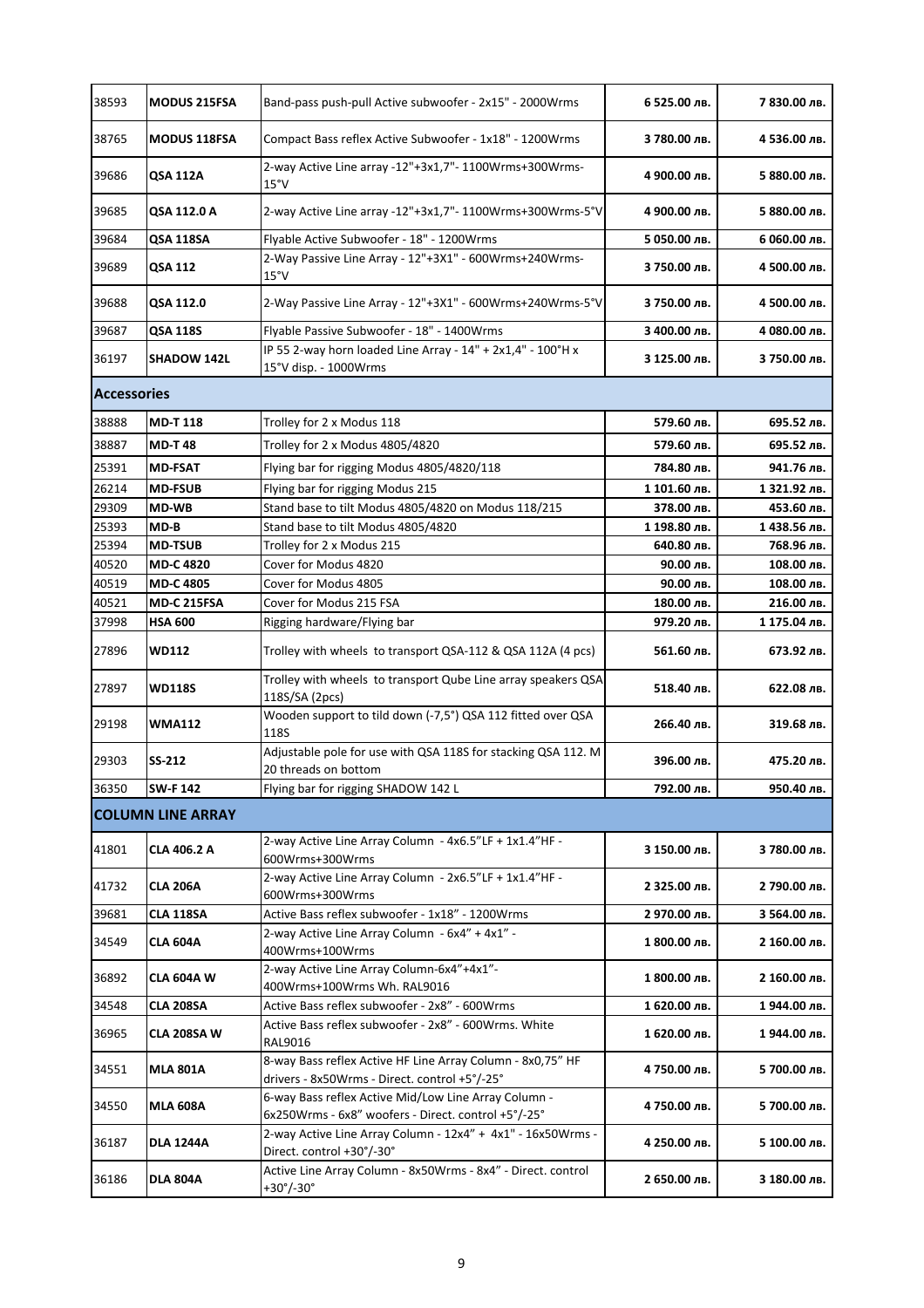| | | | | |
|---|---|---|---|---|
| 38593 | **MODUS 215FSA** | Band-pass push-pull Active subwoofer - 2x15" - 2000Wrms | **6 525.00 лв.** | **7 830.00 лв.** |
| 38765 | **MODUS 118FSA** | Compact Bass reflex Active Subwoofer - 1x18" - 1200Wrms | **3 780.00 лв.** | **4 536.00 лв.** |
| 39686 | **QSA 112A** | 2-way Active Line array -12"+3x1,7"- 1100Wrms+300Wrms-15°V | **4 900.00 лв.** | **5 880.00 лв.** |
| 39685 | **QSA 112.0 A** | 2-way Active Line array -12"+3x1,7"- 1100Wrms+300Wrms-5°V | **4 900.00 лв.** | **5 880.00 лв.** |
| 39684 | **QSA 118SA** | Flyable Active Subwoofer - 18" - 1200Wrms | **5 050.00 лв.** | **6 060.00 лв.** |
| 39689 | **QSA 112** | 2-Way Passive Line Array - 12"+3X1" - 600Wrms+240Wrms-15°V | **3 750.00 лв.** | **4 500.00 лв.** |
| 39688 | **QSA 112.0** | 2-Way Passive Line Array - 12"+3X1" - 600Wrms+240Wrms-5°V | **3 750.00 лв.** | **4 500.00 лв.** |
| 39687 | **QSA 118S** | Flyable Passive Subwoofer - 18" - 1400Wrms | **3 400.00 лв.** | **4 080.00 лв.** |
| 36197 | **SHADOW 142L** | IP 55 2-way horn loaded Line Array - 14" + 2x1,4" - 100°H x 15°V disp. - 1000Wrms | **3 125.00 лв.** | **3 750.00 лв.** |
| **Accessories** | | | | |
| 38888 | **MD-T 118** | Trolley for 2 x Modus 118 | **579.60 лв.** | **695.52 лв.** |
| 38887 | **MD-T 48** | Trolley for 2 x Modus 4805/4820 | **579.60 лв.** | **695.52 лв.** |
| 25391 | **MD-FSAT** | Flying bar for rigging Modus 4805/4820/118 | **784.80 лв.** | **941.76 лв.** |
| 26214 | **MD-FSUB** | Flying bar for rigging Modus 215 | **1 101.60 лв.** | **1 321.92 лв.** |
| 29309 | **MD-WB** | Stand base to tilt Modus 4805/4820 on Modus 118/215 | **378.00 лв.** | **453.60 лв.** |
| 25393 | **MD-B** | Stand base to tilt Modus 4805/4820 | **1 198.80 лв.** | **1 438.56 лв.** |
| 25394 | **MD-TSUB** | Trolley for 2 x Modus 215 | **640.80 лв.** | **768.96 лв.** |
| 40520 | **MD-C 4820** | Cover for Modus 4820 | **90.00 лв.** | **108.00 лв.** |
| 40519 | **MD-C 4805** | Cover for Modus 4805 | **90.00 лв.** | **108.00 лв.** |
| 40521 | **MD-C 215FSA** | Cover for Modus 215 FSA | **180.00 лв.** | **216.00 лв.** |
| 37998 | **HSA 600** | Rigging hardware/Flying bar | **979.20 лв.** | **1 175.04 лв.** |
| 27896 | **WD112** | Trolley with wheels to transport QSA-112 & QSA 112A (4 pcs) | **561.60 лв.** | **673.92 лв.** |
| 27897 | **WD118S** | Trolley with wheels to transport Qube Line array speakers QSA 118S/SA (2pcs) | **518.40 лв.** | **622.08 лв.** |
| 29198 | **WMA112** | Wooden support to tild down (-7,5°) QSA 112 fitted over QSA 118S | **266.40 лв.** | **319.68 лв.** |
| 29303 | **SS-212** | Adjustable pole for use with QSA 118S for stacking QSA 112. M 20 threads on bottom | **396.00 лв.** | **475.20 лв.** |
| 36350 | **SW-F 142** | Flying bar for rigging SHADOW 142 L | **792.00 лв.** | **950.40 лв.** |
| **COLUMN LINE ARRAY** | | | | |
| 41801 | **CLA 406.2 A** | 2-way Active Line Array Column - 4x6.5"LF + 1x1.4"HF - 600Wrms+300Wrms | **3 150.00 лв.** | **3 780.00 лв.** |
| 41732 | **CLA 206A** | 2-way Active Line Array Column - 2x6.5"LF + 1x1.4"HF - 600Wrms+300Wrms | **2 325.00 лв.** | **2 790.00 лв.** |
| 39681 | **CLA 118SA** | Active Bass reflex subwoofer - 1x18" - 1200Wrms | **2 970.00 лв.** | **3 564.00 лв.** |
| 34549 | **CLA 604A** | 2-way Active Line Array Column - 6x4" + 4x1" - 400Wrms+100Wrms | **1 800.00 лв.** | **2 160.00 лв.** |
| 36892 | **CLA 604A W** | 2-way Active Line Array Column-6x4"+4x1"-400Wrms+100Wrms Wh. RAL9016 | **1 800.00 лв.** | **2 160.00 лв.** |
| 34548 | **CLA 208SA** | Active Bass reflex subwoofer - 2x8" - 600Wrms | **1 620.00 лв.** | **1 944.00 лв.** |
| 36965 | **CLA 208SA W** | Active Bass reflex subwoofer - 2x8" - 600Wrms. White RAL9016 | **1 620.00 лв.** | **1 944.00 лв.** |
| 34551 | **MLA 801A** | 8-way Bass reflex Active HF Line Array Column - 8x0,75" HF drivers - 8x50Wrms - Direct. control +5°/-25° | **4 750.00 лв.** | **5 700.00 лв.** |
| 34550 | **MLA 608A** | 6-way Bass reflex Active Mid/Low Line Array Column - 6x250Wrms - 6x8" woofers - Direct. control +5°/-25° | **4 750.00 лв.** | **5 700.00 лв.** |
| 36187 | **DLA 1244A** | 2-way Active Line Array Column - 12x4" + 4x1" - 16x50Wrms - Direct. control +30°/-30° | **4 250.00 лв.** | **5 100.00 лв.** |
| 36186 | **DLA 804A** | Active Line Array Column - 8x50Wrms - 8x4" - Direct. control +30°/-30° | **2 650.00 лв.** | **3 180.00 лв.** |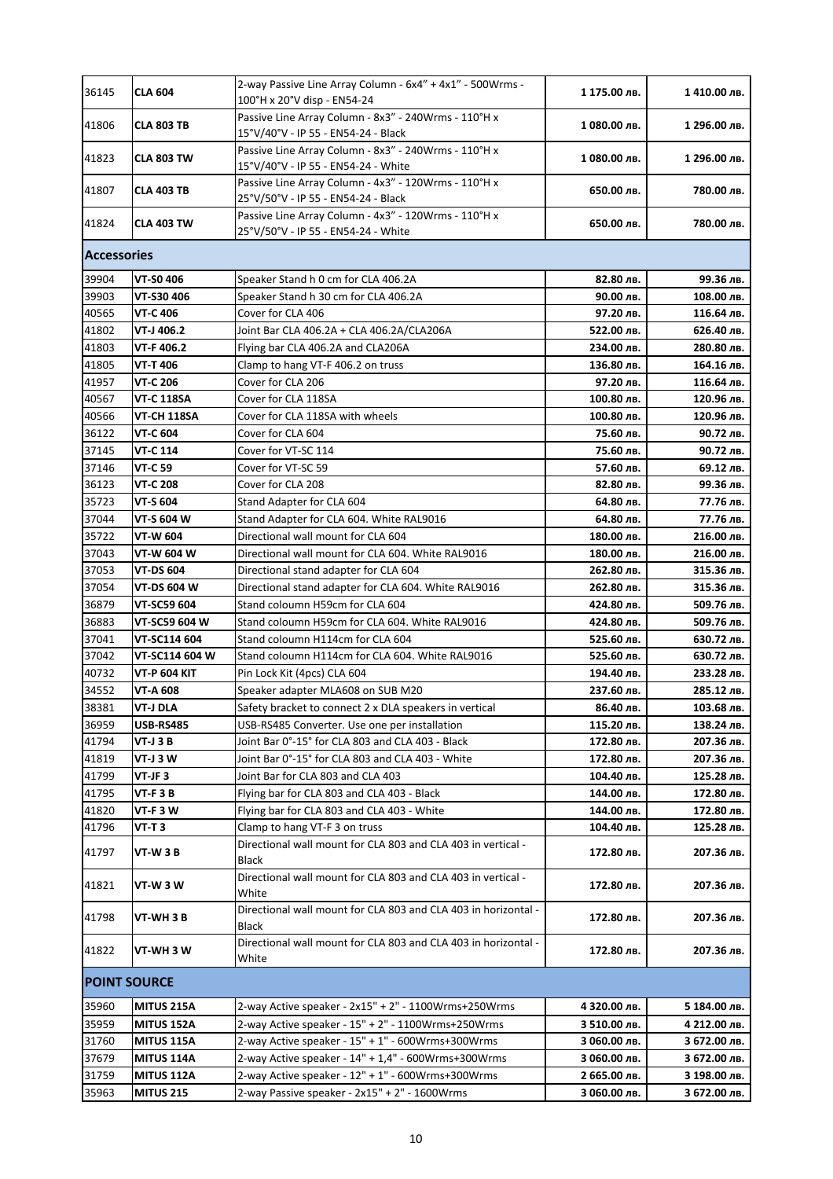| | | | | |
|---|---|---|---|---|
| 36145 | **CLA 604** | 2-way Passive Line Array Column - 6x4" + 4x1" - 500Wrms - 100°H x 20°V disp - EN54-24 | **1 175.00 лв.** | **1 410.00 лв.** |
| 41806 | **CLA 803 TB** | Passive Line Array Column - 8x3" - 240Wrms - 110°H x 15°V/40°V - IP 55 - EN54-24 - Black | **1 080.00 лв.** | **1 296.00 лв.** |
| 41823 | **CLA 803 TW** | Passive Line Array Column - 8x3" - 240Wrms - 110°H x 15°V/40°V - IP 55 - EN54-24 - White | **1 080.00 лв.** | **1 296.00 лв.** |
| 41807 | **CLA 403 TB** | Passive Line Array Column - 4x3" - 120Wrms - 110°H x 25°V/50°V - IP 55 - EN54-24 - Black | **650.00 лв.** | **780.00 лв.** |
| 41824 | **CLA 403 TW** | Passive Line Array Column - 4x3" - 120Wrms - 110°H x 25°V/50°V - IP 55 - EN54-24 - White | **650.00 лв.** | **780.00 лв.** |
| **Accessories** | | | | |
| 39904 | **VT-S0 406** | Speaker Stand h 0 cm for CLA 406.2A | **82.80 лв.** | **99.36 лв.** |
| 39903 | **VT-S30 406** | Speaker Stand h 30 cm for CLA 406.2A | **90.00 лв.** | **108.00 лв.** |
| 40565 | **VT-C 406** | Cover for CLA 406 | **97.20 лв.** | **116.64 лв.** |
| 41802 | **VT-J 406.2** | Joint Bar CLA 406.2A + CLA 406.2A/CLA206A | **522.00 лв.** | **626.40 лв.** |
| 41803 | **VT-F 406.2** | Flying bar CLA 406.2A and CLA206A | **234.00 лв.** | **280.80 лв.** |
| 41805 | **VT-T 406** | Clamp to hang VT-F 406.2 on truss | **136.80 лв.** | **164.16 лв.** |
| 41957 | **VT-C 206** | Cover for CLA 206 | **97.20 лв.** | **116.64 лв.** |
| 40567 | **VT-C 118SA** | Cover for CLA 118SA | **100.80 лв.** | **120.96 лв.** |
| 40566 | **VT-CH 118SA** | Cover for CLA 118SA with wheels | **100.80 лв.** | **120.96 лв.** |
| 36122 | **VT-C 604** | Cover for CLA 604 | **75.60 лв.** | **90.72 лв.** |
| 37145 | **VT-C 114** | Cover for VT-SC 114 | **75.60 лв.** | **90.72 лв.** |
| 37146 | **VT-C 59** | Cover for VT-SC 59 | **57.60 лв.** | **69.12 лв.** |
| 36123 | **VT-C 208** | Cover for CLA 208 | **82.80 лв.** | **99.36 лв.** |
| 35723 | **VT-S 604** | Stand Adapter for CLA 604 | **64.80 лв.** | **77.76 лв.** |
| 37044 | **VT-S 604 W** | Stand Adapter for CLA 604. White RAL9016 | **64.80 лв.** | **77.76 лв.** |
| 35722 | **VT-W 604** | Directional wall mount for CLA 604 | **180.00 лв.** | **216.00 лв.** |
| 37043 | **VT-W 604 W** | Directional wall mount for CLA 604. White RAL9016 | **180.00 лв.** | **216.00 лв.** |
| 37053 | **VT-DS 604** | Directional stand adapter for CLA 604 | **262.80 лв.** | **315.36 лв.** |
| 37054 | **VT-DS 604 W** | Directional stand adapter for CLA 604. White RAL9016 | **262.80 лв.** | **315.36 лв.** |
| 36879 | **VT-SC59 604** | Stand coloumn H59cm for CLA 604 | **424.80 лв.** | **509.76 лв.** |
| 36883 | **VT-SC59 604 W** | Stand coloumn H59cm for CLA 604. White RAL9016 | **424.80 лв.** | **509.76 лв.** |
| 37041 | **VT-SC114 604** | Stand coloumn H114cm for CLA 604 | **525.60 лв.** | **630.72 лв.** |
| 37042 | **VT-SC114 604 W** | Stand coloumn H114cm for CLA 604. White RAL9016 | **525.60 лв.** | **630.72 лв.** |
| 40732 | **VT-P 604 KIT** | Pin Lock Kit (4pcs) CLA 604 | **194.40 лв.** | **233.28 лв.** |
| 34552 | **VT-A 608** | Speaker adapter MLA608 on SUB M20 | **237.60 лв.** | **285.12 лв.** |
| 38381 | **VT-J DLA** | Safety bracket to connect 2 x DLA speakers in vertical | **86.40 лв.** | **103.68 лв.** |
| 36959 | **USB-RS485** | USB-RS485 Converter. Use one per installation | **115.20 лв.** | **138.24 лв.** |
| 41794 | **VT-J 3 B** | Joint Bar 0°-15° for CLA 803 and CLA 403 - Black | **172.80 лв.** | **207.36 лв.** |
| 41819 | **VT-J 3 W** | Joint Bar 0°-15° for CLA 803 and CLA 403 - White | **172.80 лв.** | **207.36 лв.** |
| 41799 | **VT-JF 3** | Joint Bar for CLA 803 and CLA 403 | **104.40 лв.** | **125.28 лв.** |
| 41795 | **VT-F 3 B** | Flying bar for CLA 803 and CLA 403 - Black | **144.00 лв.** | **172.80 лв.** |
| 41820 | **VT-F 3 W** | Flying bar for CLA 803 and CLA 403 - White | **144.00 лв.** | **172.80 лв.** |
| 41796 | **VT-T 3** | Clamp to hang VT-F 3 on truss | **104.40 лв.** | **125.28 лв.** |
| 41797 | **VT-W 3 B** | Directional wall mount for CLA 803 and CLA 403 in vertical - Black | **172.80 лв.** | **207.36 лв.** |
| 41821 | **VT-W 3 W** | Directional wall mount for CLA 803 and CLA 403 in vertical - White | **172.80 лв.** | **207.36 лв.** |
| 41798 | **VT-WH 3 B** | Directional wall mount for CLA 803 and CLA 403 in horizontal - Black | **172.80 лв.** | **207.36 лв.** |
| 41822 | **VT-WH 3 W** | Directional wall mount for CLA 803 and CLA 403 in horizontal - White | **172.80 лв.** | **207.36 лв.** |
| **POINT SOURCE** | | | | |
| 35960 | **MITUS 215A** | 2-way Active speaker - 2x15" + 2" - 1100Wrms+250Wrms | **4 320.00 лв.** | **5 184.00 лв.** |
| 35959 | **MITUS 152A** | 2-way Active speaker - 15" + 2" - 1100Wrms+250Wrms | **3 510.00 лв.** | **4 212.00 лв.** |
| 31760 | **MITUS 115A** | 2-way Active speaker - 15" + 1" - 600Wrms+300Wrms | **3 060.00 лв.** | **3 672.00 лв.** |
| 37679 | **MITUS 114A** | 2-way Active speaker - 14" + 1,4" - 600Wrms+300Wrms | **3 060.00 лв.** | **3 672.00 лв.** |
| 31759 | **MITUS 112A** | 2-way Active speaker - 12" + 1" - 600Wrms+300Wrms | **2 665.00 лв.** | **3 198.00 лв.** |
| 35963 | **MITUS 215** | 2-way Passive speaker - 2x15" + 2" - 1600Wrms | **3 060.00 лв.** | **3 672.00 лв.** |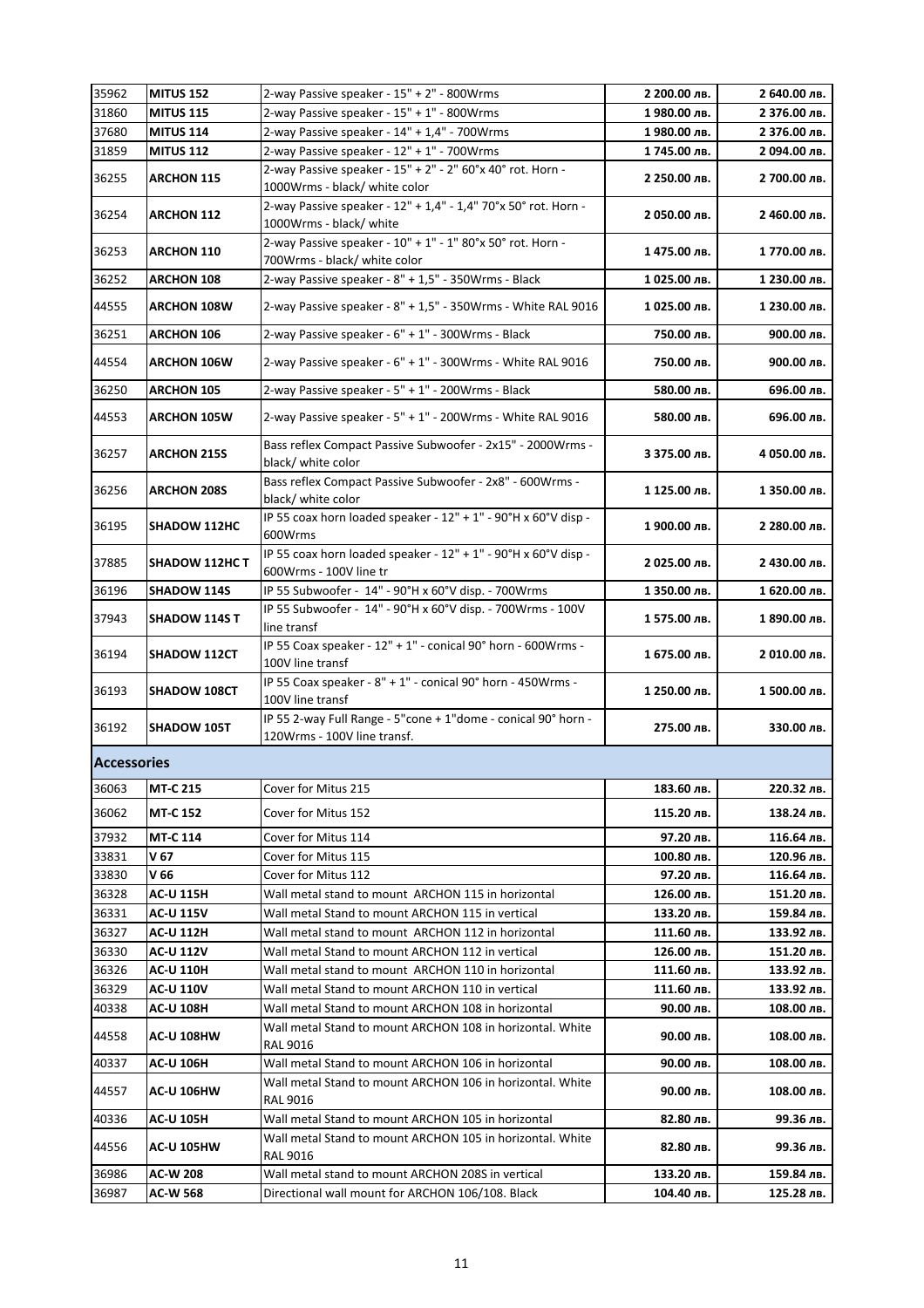| | | | | |
|---|---|---|---|---|
| 35962 | **MITUS 152** | 2-way Passive speaker - 15" + 2" - 800Wrms | **2 200.00 лв.** | **2 640.00 лв.** |
| 31860 | **MITUS 115** | 2-way Passive speaker - 15" + 1" - 800Wrms | **1 980.00 лв.** | **2 376.00 лв.** |
| 37680 | **MITUS 114** | 2-way Passive speaker - 14" + 1,4" - 700Wrms | **1 980.00 лв.** | **2 376.00 лв.** |
| 31859 | **MITUS 112** | 2-way Passive speaker - 12" + 1" - 700Wrms | **1 745.00 лв.** | **2 094.00 лв.** |
| 36255 | **ARCHON 115** | 2-way Passive speaker - 15" + 2" - 2" 60°x 40° rot. Horn - 1000Wrms - black/ white color | **2 250.00 лв.** | **2 700.00 лв.** |
| 36254 | **ARCHON 112** | 2-way Passive speaker - 12" + 1,4" - 1,4" 70°x 50° rot. Horn - 1000Wrms - black/ white | **2 050.00 лв.** | **2 460.00 лв.** |
| 36253 | **ARCHON 110** | 2-way Passive speaker - 10" + 1" - 1" 80°x 50° rot. Horn - 700Wrms - black/ white color | **1 475.00 лв.** | **1 770.00 лв.** |
| 36252 | **ARCHON 108** | 2-way Passive speaker - 8" + 1,5" - 350Wrms - Black | **1 025.00 лв.** | **1 230.00 лв.** |
| 44555 | **ARCHON 108W** | 2-way Passive speaker - 8" + 1,5" - 350Wrms - White RAL 9016 | **1 025.00 лв.** | **1 230.00 лв.** |
| 36251 | **ARCHON 106** | 2-way Passive speaker - 6" + 1" - 300Wrms - Black | **750.00 лв.** | **900.00 лв.** |
| 44554 | **ARCHON 106W** | 2-way Passive speaker - 6" + 1" - 300Wrms - White RAL 9016 | **750.00 лв.** | **900.00 лв.** |
| 36250 | **ARCHON 105** | 2-way Passive speaker - 5" + 1" - 200Wrms - Black | **580.00 лв.** | **696.00 лв.** |
| 44553 | **ARCHON 105W** | 2-way Passive speaker - 5" + 1" - 200Wrms - White RAL 9016 | **580.00 лв.** | **696.00 лв.** |
| 36257 | **ARCHON 215S** | Bass reflex Compact Passive Subwoofer - 2x15" - 2000Wrms - black/ white color | **3 375.00 лв.** | **4 050.00 лв.** |
| 36256 | **ARCHON 208S** | Bass reflex Compact Passive Subwoofer - 2x8" - 600Wrms - black/ white color | **1 125.00 лв.** | **1 350.00 лв.** |
| 36195 | **SHADOW 112HC** | IP 55 coax horn loaded speaker - 12" + 1" - 90°H x 60°V disp - 600Wrms | **1 900.00 лв.** | **2 280.00 лв.** |
| 37885 | **SHADOW 112HC T** | IP 55 coax horn loaded speaker - 12" + 1" - 90°H x 60°V disp - 600Wrms - 100V line tr | **2 025.00 лв.** | **2 430.00 лв.** |
| 36196 | **SHADOW 114S** | IP 55 Subwoofer - 14" - 90°H x 60°V disp. - 700Wrms | **1 350.00 лв.** | **1 620.00 лв.** |
| 37943 | **SHADOW 114S T** | IP 55 Subwoofer - 14" - 90°H x 60°V disp. - 700Wrms - 100V line transf | **1 575.00 лв.** | **1 890.00 лв.** |
| 36194 | **SHADOW 112CT** | IP 55 Coax speaker - 12" + 1" - conical 90° horn - 600Wrms - 100V line transf | **1 675.00 лв.** | **2 010.00 лв.** |
| 36193 | **SHADOW 108CT** | IP 55 Coax speaker - 8" + 1" - conical 90° horn - 450Wrms - 100V line transf | **1 250.00 лв.** | **1 500.00 лв.** |
| 36192 | **SHADOW 105T** | IP 55 2-way Full Range - 5"cone + 1"dome - conical 90° horn - 120Wrms - 100V line transf. | **275.00 лв.** | **330.00 лв.** |
| **Accessories** | | | | |
| 36063 | **MT-C 215** | Cover for Mitus 215 | **183.60 лв.** | **220.32 лв.** |
| 36062 | **MT-C 152** | Cover for Mitus 152 | **115.20 лв.** | **138.24 лв.** |
| 37932 | **MT-C 114** | Cover for Mitus 114 | **97.20 лв.** | **116.64 лв.** |
| 33831 | **V 67** | Cover for Mitus 115 | **100.80 лв.** | **120.96 лв.** |
| 33830 | **V 66** | Cover for Mitus 112 | **97.20 лв.** | **116.64 лв.** |
| 36328 | **AC-U 115H** | Wall metal stand to mount ARCHON 115 in horizontal | **126.00 лв.** | **151.20 лв.** |
| 36331 | **AC-U 115V** | Wall metal Stand to mount ARCHON 115 in vertical | **133.20 лв.** | **159.84 лв.** |
| 36327 | **AC-U 112H** | Wall metal stand to mount ARCHON 112 in horizontal | **111.60 лв.** | **133.92 лв.** |
| 36330 | **AC-U 112V** | Wall metal Stand to mount ARCHON 112 in vertical | **126.00 лв.** | **151.20 лв.** |
| 36326 | **AC-U 110H** | Wall metal stand to mount ARCHON 110 in horizontal | **111.60 лв.** | **133.92 лв.** |
| 36329 | **AC-U 110V** | Wall metal Stand to mount ARCHON 110 in vertical | **111.60 лв.** | **133.92 лв.** |
| 40338 | **AC-U 108H** | Wall metal Stand to mount ARCHON 108 in horizontal | **90.00 лв.** | **108.00 лв.** |
| 44558 | **AC-U 108HW** | Wall metal Stand to mount ARCHON 108 in horizontal. White RAL 9016 | **90.00 лв.** | **108.00 лв.** |
| 40337 | **AC-U 106H** | Wall metal Stand to mount ARCHON 106 in horizontal | **90.00 лв.** | **108.00 лв.** |
| 44557 | **AC-U 106HW** | Wall metal Stand to mount ARCHON 106 in horizontal. White RAL 9016 | **90.00 лв.** | **108.00 лв.** |
| 40336 | **AC-U 105H** | Wall metal Stand to mount ARCHON 105 in horizontal | **82.80 лв.** | **99.36 лв.** |
| 44556 | **AC-U 105HW** | Wall metal Stand to mount ARCHON 105 in horizontal. White RAL 9016 | **82.80 лв.** | **99.36 лв.** |
| 36986 | **AC-W 208** | Wall metal stand to mount ARCHON 208S in vertical | **133.20 лв.** | **159.84 лв.** |
| 36987 | **AC-W 568** | Directional wall mount for ARCHON 106/108. Black | **104.40 лв.** | **125.28 лв.** |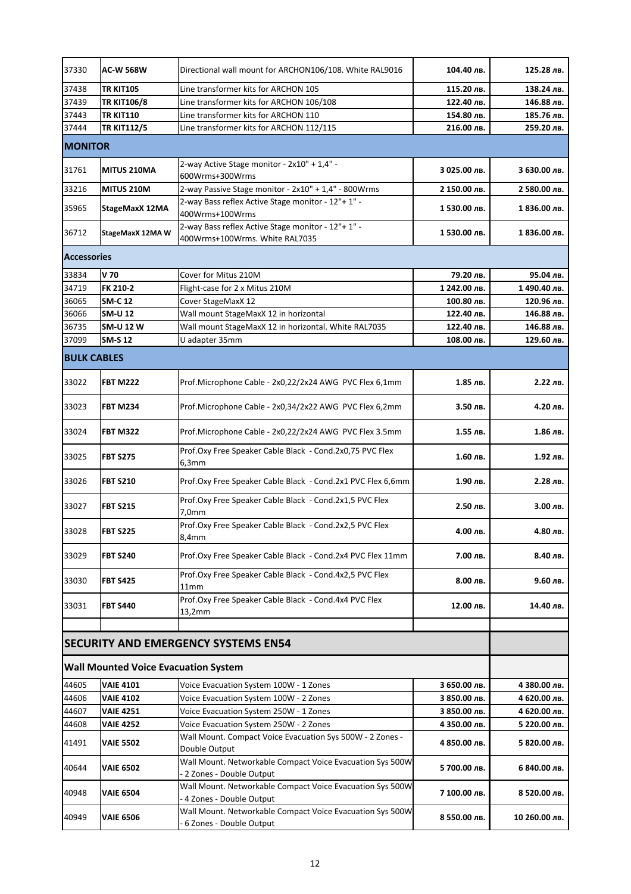| | | | | |
|---|---|---|---|---|
| 37330 | **AC-W 568W** | Directional wall mount for ARCHON106/108. White RAL9016 | **104.40 лв.** | **125.28 лв.** |
| 37438 | **TR KIT105** | Line transformer kits for ARCHON 105 | **115.20 лв.** | **138.24 лв.** |
| 37439 | **TR KIT106/8** | Line transformer kits for ARCHON 106/108 | **122.40 лв.** | **146.88 лв.** |
| 37443 | **TR KIT110** | Line transformer kits for ARCHON 110 | **154.80 лв.** | **185.76 лв.** |
| 37444 | **TR KIT112/5** | Line transformer kits for ARCHON 112/115 | **216.00 лв.** | **259.20 лв.** |
| **MONITOR** | | | | |
| 31761 | **MITUS 210MA** | 2-way Active Stage monitor - 2x10" + 1,4" - 600Wrms+300Wrms | **3 025.00 лв.** | **3 630.00 лв.** |
| 33216 | **MITUS 210M** | 2-way Passive Stage monitor - 2x10" + 1,4" - 800Wrms | **2 150.00 лв.** | **2 580.00 лв.** |
| 35965 | **StageMaxX 12MA** | 2-way Bass reflex Active Stage monitor - 12"+ 1" - 400Wrms+100Wrms | **1 530.00 лв.** | **1 836.00 лв.** |
| 36712 | **StageMaxX 12MA W** | 2-way Bass reflex Active Stage monitor - 12"+ 1" - 400Wrms+100Wrms. White RAL7035 | **1 530.00 лв.** | **1 836.00 лв.** |
| **Accessories** | | | | |
| 33834 | **V 70** | Cover for Mitus 210M | **79.20 лв.** | **95.04 лв.** |
| 34719 | **FK 210-2** | Flight-case for 2 x Mitus 210M | **1 242.00 лв.** | **1 490.40 лв.** |
| 36065 | **SM-C 12** | Cover StageMaxX 12 | **100.80 лв.** | **120.96 лв.** |
| 36066 | **SM-U 12** | Wall mount StageMaxX 12 in horizontal | **122.40 лв.** | **146.88 лв.** |
| 36735 | **SM-U 12 W** | Wall mount StageMaxX 12 in horizontal. White RAL7035 | **122.40 лв.** | **146.88 лв.** |
| 37099 | **SM-S 12** | U adapter 35mm | **108.00 лв.** | **129.60 лв.** |
| **BULK CABLES** | | | | |
| 33022 | **FBT M222** | Prof.Microphone Cable - 2x0,22/2x24 AWG PVC Flex 6,1mm | **1.85 лв.** | **2.22 лв.** |
| 33023 | **FBT M234** | Prof.Microphone Cable - 2x0,34/2x22 AWG PVC Flex 6,2mm | **3.50 лв.** | **4.20 лв.** |
| 33024 | **FBT M322** | Prof.Microphone Cable - 2x0,22/2x24 AWG PVC Flex 3.5mm | **1.55 лв.** | **1.86 лв.** |
| 33025 | **FBT S275** | Prof.Oxy Free Speaker Cable Black - Cond.2x0,75 PVC Flex 6,3mm | **1.60 лв.** | **1.92 лв.** |
| 33026 | **FBT S210** | Prof.Oxy Free Speaker Cable Black - Cond.2x1 PVC Flex 6,6mm | **1.90 лв.** | **2.28 лв.** |
| 33027 | **FBT S215** | Prof.Oxy Free Speaker Cable Black - Cond.2x1,5 PVC Flex 7,0mm | **2.50 лв.** | **3.00 лв.** |
| 33028 | **FBT S225** | Prof.Oxy Free Speaker Cable Black - Cond.2x2,5 PVC Flex 8,4mm | **4.00 лв.** | **4.80 лв.** |
| 33029 | **FBT S240** | Prof.Oxy Free Speaker Cable Black - Cond.2x4 PVC Flex 11mm | **7.00 лв.** | **8.40 лв.** |
| 33030 | **FBT S425** | Prof.Oxy Free Speaker Cable Black - Cond.4x2,5 PVC Flex 11mm | **8.00 лв.** | **9.60 лв.** |
| 33031 | **FBT S440** | Prof.Oxy Free Speaker Cable Black - Cond.4x4 PVC Flex 13,2mm | **12.00 лв.** | **14.40 лв.** |
| | | | | |
| **SECURITY AND EMERGENCY SYSTEMS EN54** | | | | |
| **Wall Mounted Voice Evacuation System** | | | | |
| 44605 | **VAIE 4101** | Voice Evacuation System 100W - 1 Zones | **3 650.00 лв.** | **4 380.00 лв.** |
| 44606 | **VAIE 4102** | Voice Evacuation System 100W - 2 Zones | **3 850.00 лв.** | **4 620.00 лв.** |
| 44607 | **VAIE 4251** | Voice Evacuation System 250W - 1 Zones | **3 850.00 лв.** | **4 620.00 лв.** |
| 44608 | **VAIE 4252** | Voice Evacuation System 250W - 2 Zones | **4 350.00 лв.** | **5 220.00 лв.** |
| 41491 | **VAIE 5502** | Wall Mount. Compact Voice Evacuation Sys 500W - 2 Zones - Double Output | **4 850.00 лв.** | **5 820.00 лв.** |
| 40644 | **VAIE 6502** | Wall Mount. Networkable Compact Voice Evacuation Sys 500W - 2 Zones - Double Output | **5 700.00 лв.** | **6 840.00 лв.** |
| 40948 | **VAIE 6504** | Wall Mount. Networkable Compact Voice Evacuation Sys 500W - 4 Zones - Double Output | **7 100.00 лв.** | **8 520.00 лв.** |
| 40949 | **VAIE 6506** | Wall Mount. Networkable Compact Voice Evacuation Sys 500W - 6 Zones - Double Output | **8 550.00 лв.** | **10 260.00 лв.** |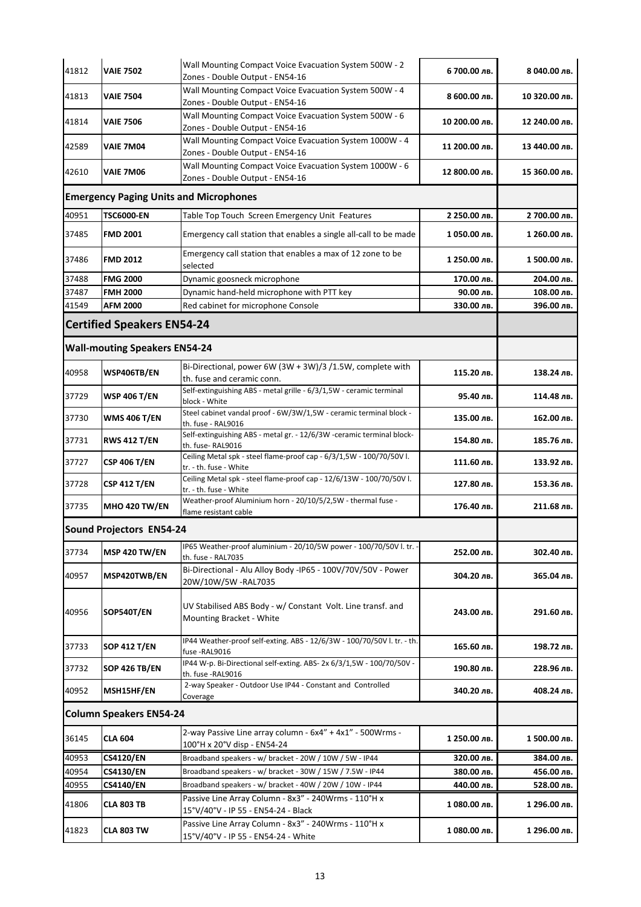| | | | | |
|---|---|---|---|---|
| 41812 | **VAIE 7502** | Wall Mounting Compact Voice Evacuation System 500W - 2 Zones - Double Output - EN54-16 | **6 700.00 лв.** | **8 040.00 лв.** |
| 41813 | **VAIE 7504** | Wall Mounting Compact Voice Evacuation System 500W - 4 Zones - Double Output - EN54-16 | **8 600.00 лв.** | **10 320.00 лв.** |
| 41814 | **VAIE 7506** | Wall Mounting Compact Voice Evacuation System 500W - 6 Zones - Double Output - EN54-16 | **10 200.00 лв.** | **12 240.00 лв.** |
| 42589 | **VAIE 7M04** | Wall Mounting Compact Voice Evacuation System 1000W - 4 Zones - Double Output - EN54-16 | **11 200.00 лв.** | **13 440.00 лв.** |
| 42610 | **VAIE 7M06** | Wall Mounting Compact Voice Evacuation System 1000W - 6 Zones - Double Output - EN54-16 | **12 800.00 лв.** | **15 360.00 лв.** |
| **Emergency Paging Units and Microphones** | | | | |
| 40951 | **TSC6000-EN** | Table Top Touch Screen Emergency Unit Features | **2 250.00 лв.** | **2 700.00 лв.** |
| 37485 | **FMD 2001** | Emergency call station that enables a single all-call to be made | **1 050.00 лв.** | **1 260.00 лв.** |
| 37486 | **FMD 2012** | Emergency call station that enables a max of 12 zone to be selected | **1 250.00 лв.** | **1 500.00 лв.** |
| 37488 | **FMG 2000** | Dynamic goosneck microphone | **170.00 лв.** | **204.00 лв.** |
| 37487 | **FMH 2000** | Dynamic hand-held microphone with PTT key | **90.00 лв.** | **108.00 лв.** |
| 41549 | **AFM 2000** | Red cabinet for microphone Console | **330.00 лв.** | **396.00 лв.** |
| **Certified Speakers EN54-24** | | | | |
| **Wall-mouting Speakers EN54-24** | | | | |
| 40958 | **WSP406TB/EN** | Bi-Directional, power 6W (3W + 3W)/3 /1.5W, complete with th. fuse and ceramic conn. | **115.20 лв.** | **138.24 лв.** |
| 37729 | **WSP 406 T/EN** | Self-extinguishing ABS - metal grille - 6/3/1,5W - ceramic terminal block - White | **95.40 лв.** | **114.48 лв.** |
| 37730 | **WMS 406 T/EN** | Steel cabinet vandal proof - 6W/3W/1,5W - ceramic terminal block - th. fuse - RAL9016 | **135.00 лв.** | **162.00 лв.** |
| 37731 | **RWS 412 T/EN** | Self-extinguishing ABS - metal gr. - 12/6/3W -ceramic terminal block- th. fuse- RAL9016 | **154.80 лв.** | **185.76 лв.** |
| 37727 | **CSP 406 T/EN** | Ceiling Metal spk - steel flame-proof cap - 6/3/1,5W - 100/70/50V l. tr. - th. fuse - White | **111.60 лв.** | **133.92 лв.** |
| 37728 | **CSP 412 T/EN** | Ceiling Metal spk - steel flame-proof cap - 12/6/13W - 100/70/50V l. tr. - th. fuse - White | **127.80 лв.** | **153.36 лв.** |
| 37735 | **MHO 420 TW/EN** | Weather-proof Aluminium horn - 20/10/5/2,5W - thermal fuse - flame resistant cable | **176.40 лв.** | **211.68 лв.** |
| **Sound Projectors EN54-24** | | | | |
| 37734 | **MSP 420 TW/EN** | IP65 Weather-proof aluminium - 20/10/5W power - 100/70/50V l. tr. - th. fuse - RAL7035 | **252.00 лв.** | **302.40 лв.** |
| 40957 | **MSP420TWB/EN** | Bi-Directional - Alu Alloy Body -IP65 - 100V/70V/50V - Power 20W/10W/5W -RAL7035 | **304.20 лв.** | **365.04 лв.** |
| 40956 | **SOP540T/EN** | UV Stabilised ABS Body - w/ Constant Volt. Line transf. and Mounting Bracket - White | **243.00 лв.** | **291.60 лв.** |
| 37733 | **SOP 412 T/EN** | IP44 Weather-proof self-exting. ABS - 12/6/3W - 100/70/50V l. tr. - th. fuse -RAL9016 | **165.60 лв.** | **198.72 лв.** |
| 37732 | **SOP 426 TB/EN** | IP44 W-p. Bi-Directional self-exting. ABS- 2x 6/3/1,5W - 100/70/50V - th. fuse -RAL9016 | **190.80 лв.** | **228.96 лв.** |
| 40952 | **MSH15HF/EN** | 2-way Speaker - Outdoor Use IP44 - Constant and Controlled Coverage | **340.20 лв.** | **408.24 лв.** |
| **Column Speakers EN54-24** | | | | |
| 36145 | **CLA 604** | 2-way Passive Line array column - 6x4" + 4x1" - 500Wrms - 100°H x 20°V disp - EN54-24 | **1 250.00 лв.** | **1 500.00 лв.** |
| 40953 | **CS4120/EN** | Broadband speakers - w/ bracket - 20W / 10W / 5W - IP44 | **320.00 лв.** | **384.00 лв.** |
| 40954 | **CS4130/EN** | Broadband speakers - w/ bracket - 30W / 15W / 7.5W - IP44 | **380.00 лв.** | **456.00 лв.** |
| 40955 | **CS4140/EN** | Broadband speakers - w/ bracket - 40W / 20W / 10W - IP44 | **440.00 лв.** | **528.00 лв.** |
| 41806 | **CLA 803 TB** | Passive Line Array Column - 8x3" - 240Wrms - 110°H x 15°V/40°V - IP 55 - EN54-24 - Black | **1 080.00 лв.** | **1 296.00 лв.** |
| 41823 | **CLA 803 TW** | Passive Line Array Column - 8x3" - 240Wrms - 110°H x 15°V/40°V - IP 55 - EN54-24 - White | **1 080.00 лв.** | **1 296.00 лв.** |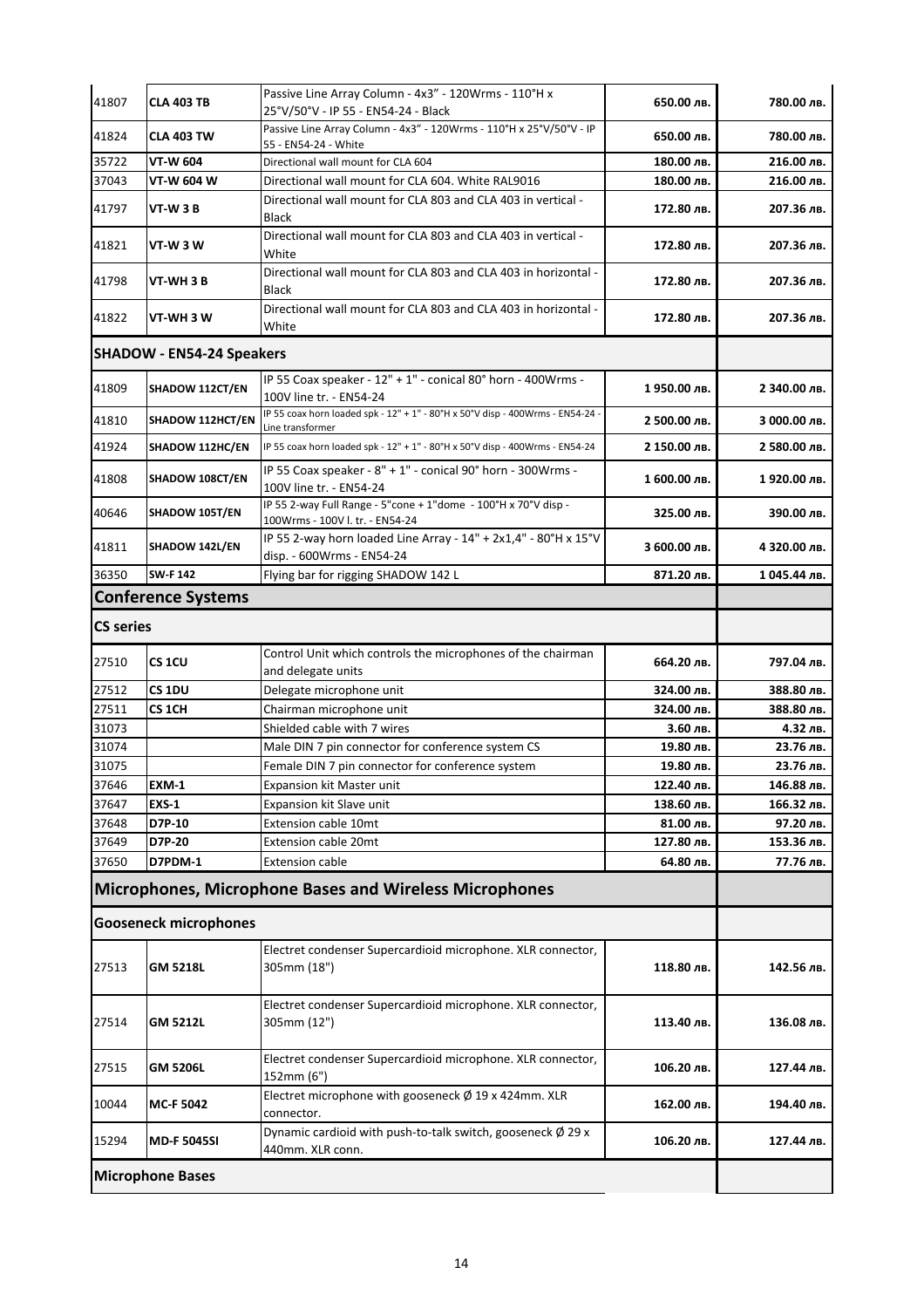| | | | | |
|---|---|---|---|---|
| 41807 | **CLA 403 TB** | Passive Line Array Column - 4x3" - 120Wrms - 110°H x 25°V/50°V - IP 55 - EN54-24 - Black | **650.00 лв.** | **780.00 лв.** |
| 41824 | **CLA 403 TW** | Passive Line Array Column - 4x3" - 120Wrms - 110°H x 25°V/50°V - IP 55 - EN54-24 - White | **650.00 лв.** | **780.00 лв.** |
| 35722 | **VT-W 604** | Directional wall mount for CLA 604 | **180.00 лв.** | **216.00 лв.** |
| 37043 | **VT-W 604 W** | Directional wall mount for CLA 604. White RAL9016 | **180.00 лв.** | **216.00 лв.** |
| 41797 | **VT-W 3 B** | Directional wall mount for CLA 803 and CLA 403 in vertical - Black | **172.80 лв.** | **207.36 лв.** |
| 41821 | **VT-W 3 W** | Directional wall mount for CLA 803 and CLA 403 in vertical - White | **172.80 лв.** | **207.36 лв.** |
| 41798 | **VT-WH 3 B** | Directional wall mount for CLA 803 and CLA 403 in horizontal - Black | **172.80 лв.** | **207.36 лв.** |
| 41822 | **VT-WH 3 W** | Directional wall mount for CLA 803 and CLA 403 in horizontal - White | **172.80 лв.** | **207.36 лв.** |
| **SHADOW - EN54-24 Speakers** | | | | |
| 41809 | **SHADOW 112CT/EN** | IP 55 Coax speaker - 12" + 1" - conical 80° horn - 400Wrms - 100V line tr. - EN54-24 | **1 950.00 лв.** | **2 340.00 лв.** |
| 41810 | **SHADOW 112HCT/EN** | IP 55 coax horn loaded spk - 12" + 1" - 80°H x 50°V disp - 400Wrms - EN54-24 - Line transformer | **2 500.00 лв.** | **3 000.00 лв.** |
| 41924 | **SHADOW 112HC/EN** | IP 55 coax horn loaded spk - 12" + 1" - 80°H x 50°V disp - 400Wrms - EN54-24 | **2 150.00 лв.** | **2 580.00 лв.** |
| 41808 | **SHADOW 108CT/EN** | IP 55 Coax speaker - 8" + 1" - conical 90° horn - 300Wrms - 100V line tr. - EN54-24 | **1 600.00 лв.** | **1 920.00 лв.** |
| 40646 | **SHADOW 105T/EN** | IP 55 2-way Full Range - 5"cone + 1"dome - 100°H x 70°V disp - 100Wrms - 100V l. tr. - EN54-24 | **325.00 лв.** | **390.00 лв.** |
| 41811 | **SHADOW 142L/EN** | IP 55 2-way horn loaded Line Array - 14" + 2x1,4" - 80°H x 15°V disp. - 600Wrms - EN54-24 | **3 600.00 лв.** | **4 320.00 лв.** |
| 36350 | **SW-F 142** | Flying bar for rigging SHADOW 142 L | **871.20 лв.** | **1 045.44 лв.** |
| **Conference Systems** | | | | |
| **CS series** | | | | |
| 27510 | **CS 1CU** | Control Unit which controls the microphones of the chairman and delegate units | **664.20 лв.** | **797.04 лв.** |
| 27512 | **CS 1DU** | Delegate microphone unit | **324.00 лв.** | **388.80 лв.** |
| 27511 | **CS 1CH** | Chairman microphone unit | **324.00 лв.** | **388.80 лв.** |
| 31073 | | Shielded cable with 7 wires | **3.60 лв.** | **4.32 лв.** |
| 31074 | | Male DIN 7 pin connector for conference system CS | **19.80 лв.** | **23.76 лв.** |
| 31075 | | Female DIN 7 pin connector for conference system | **19.80 лв.** | **23.76 лв.** |
| 37646 | **EXM-1** | Expansion kit Master unit | **122.40 лв.** | **146.88 лв.** |
| 37647 | **EXS-1** | Expansion kit Slave unit | **138.60 лв.** | **166.32 лв.** |
| 37648 | **D7P-10** | Extension cable 10mt | **81.00 лв.** | **97.20 лв.** |
| 37649 | **D7P-20** | Extension cable 20mt | **127.80 лв.** | **153.36 лв.** |
| 37650 | **D7PDM-1** | Extension cable | **64.80 лв.** | **77.76 лв.** |
| **Microphones, Microphone Bases and Wireless Microphones** | | | | |
| **Gooseneck microphones** | | | | |
| 27513 | **GM 5218L** | Electret condenser Supercardioid microphone. XLR connector, 305mm (18") | **118.80 лв.** | **142.56 лв.** |
| 27514 | **GM 5212L** | Electret condenser Supercardioid microphone. XLR connector, 305mm (12") | **113.40 лв.** | **136.08 лв.** |
| 27515 | **GM 5206L** | Electret condenser Supercardioid microphone. XLR connector, 152mm (6") | **106.20 лв.** | **127.44 лв.** |
| 10044 | **MC-F 5042** | Electret microphone with gooseneck Ø 19 x 424mm. XLR connector. | **162.00 лв.** | **194.40 лв.** |
| 15294 | **MD-F 5045SI** | Dynamic cardioid with push-to-talk switch, gooseneck Ø 29 x 440mm. XLR conn. | **106.20 лв.** | **127.44 лв.** |
| **Microphone Bases** | | | | |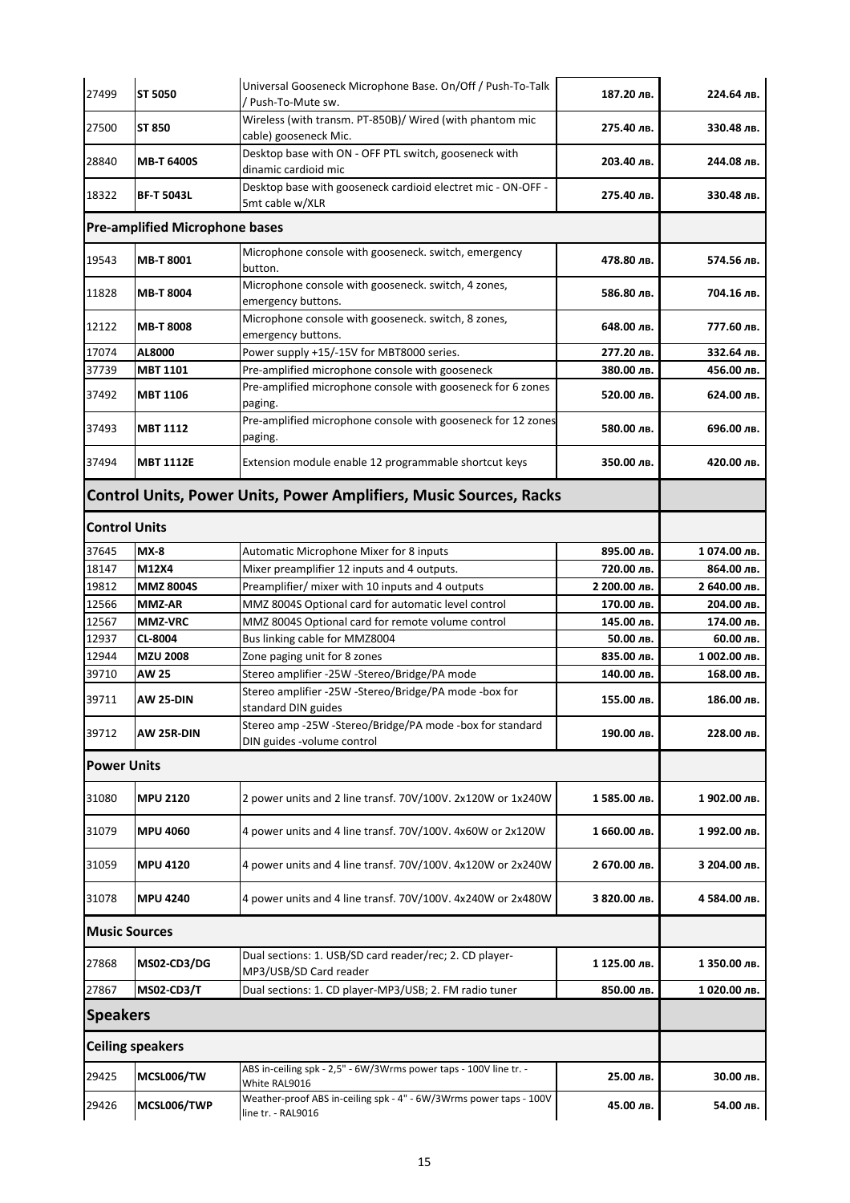| | | | | |
|---|---|---|---|---|
| 27499 | **ST 5050** | Universal Gooseneck Microphone Base. On/Off / Push-To-Talk / Push-To-Mute sw. | **187.20 лв.** | **224.64 лв.** |
| 27500 | **ST 850** | Wireless (with transm. PT-850B)/ Wired (with phantom mic cable) gooseneck Mic. | **275.40 лв.** | **330.48 лв.** |
| 28840 | **MB-T 6400S** | Desktop base with ON - OFF PTL switch, gooseneck with dinamic cardioid mic | **203.40 лв.** | **244.08 лв.** |
| 18322 | **BF-T 5043L** | Desktop base with gooseneck cardioid electret mic - ON-OFF - 5mt cable w/XLR | **275.40 лв.** | **330.48 лв.** |
| **Pre-amplified Microphone bases** | | | | |
| 19543 | **MB-T 8001** | Microphone console with gooseneck. switch, emergency button. | **478.80 лв.** | **574.56 лв.** |
| 11828 | **MB-T 8004** | Microphone console with gooseneck. switch, 4 zones, emergency buttons. | **586.80 лв.** | **704.16 лв.** |
| 12122 | **MB-T 8008** | Microphone console with gooseneck. switch, 8 zones, emergency buttons. | **648.00 лв.** | **777.60 лв.** |
| 17074 | **AL8000** | Power supply +15/-15V for MBT8000 series. | **277.20 лв.** | **332.64 лв.** |
| 37739 | **MBT 1101** | Pre-amplified microphone console with gooseneck | **380.00 лв.** | **456.00 лв.** |
| 37492 | **MBT 1106** | Pre-amplified microphone console with gooseneck for 6 zones paging. | **520.00 лв.** | **624.00 лв.** |
| 37493 | **MBT 1112** | Pre-amplified microphone console with gooseneck for 12 zones paging. | **580.00 лв.** | **696.00 лв.** |
| 37494 | **MBT 1112E** | Extension module enable 12 programmable shortcut keys | **350.00 лв.** | **420.00 лв.** |
| **Control Units, Power Units, Power Amplifiers, Music Sources, Racks** | | | | |
| **Control Units** | | | | |
| 37645 | **MX-8** | Automatic Microphone Mixer for 8 inputs | **895.00 лв.** | **1 074.00 лв.** |
| 18147 | **M12X4** | Mixer preamplifier 12 inputs and 4 outputs. | **720.00 лв.** | **864.00 лв.** |
| 19812 | **MMZ 8004S** | Preamplifier/ mixer with 10 inputs and 4 outputs | **2 200.00 лв.** | **2 640.00 лв.** |
| 12566 | **MMZ-AR** | MMZ 8004S Optional card for automatic level control | **170.00 лв.** | **204.00 лв.** |
| 12567 | **MMZ-VRC** | MMZ 8004S Optional card for remote volume control | **145.00 лв.** | **174.00 лв.** |
| 12937 | **CL-8004** | Bus linking cable for MMZ8004 | **50.00 лв.** | **60.00 лв.** |
| 12944 | **MZU 2008** | Zone paging unit for 8 zones | **835.00 лв.** | **1 002.00 лв.** |
| 39710 | **AW 25** | Stereo amplifier -25W -Stereo/Bridge/PA mode | **140.00 лв.** | **168.00 лв.** |
| 39711 | **AW 25-DIN** | Stereo amplifier -25W -Stereo/Bridge/PA mode -box for standard DIN guides | **155.00 лв.** | **186.00 лв.** |
| 39712 | **AW 25R-DIN** | Stereo amp -25W -Stereo/Bridge/PA mode -box for standard DIN guides -volume control | **190.00 лв.** | **228.00 лв.** |
| **Power Units** | | | | |
| 31080 | **MPU 2120** | 2 power units and 2 line transf. 70V/100V. 2x120W or 1x240W | **1 585.00 лв.** | **1 902.00 лв.** |
| 31079 | **MPU 4060** | 4 power units and 4 line transf. 70V/100V. 4x60W or 2x120W | **1 660.00 лв.** | **1 992.00 лв.** |
| 31059 | **MPU 4120** | 4 power units and 4 line transf. 70V/100V. 4x120W or 2x240W | **2 670.00 лв.** | **3 204.00 лв.** |
| 31078 | **MPU 4240** | 4 power units and 4 line transf. 70V/100V. 4x240W or 2x480W | **3 820.00 лв.** | **4 584.00 лв.** |
| **Music Sources** | | | | |
| 27868 | **MS02-CD3/DG** | Dual sections: 1. USB/SD card reader/rec; 2. CD player-MP3/USB/SD Card reader | **1 125.00 лв.** | **1 350.00 лв.** |
| 27867 | **MS02-CD3/T** | Dual sections: 1. CD player-MP3/USB; 2. FM radio tuner | **850.00 лв.** | **1 020.00 лв.** |
| **Speakers** | | | | |
| **Ceiling speakers** | | | | |
| 29425 | **MCSL006/TW** | ABS in-ceiling spk - 2,5" - 6W/3Wrms power taps - 100V line tr. - White RAL9016 | **25.00 лв.** | **30.00 лв.** |
| 29426 | **MCSL006/TWP** | Weather-proof ABS in-ceiling spk - 4" - 6W/3Wrms power taps - 100V line tr. - RAL9016 | **45.00 лв.** | **54.00 лв.** |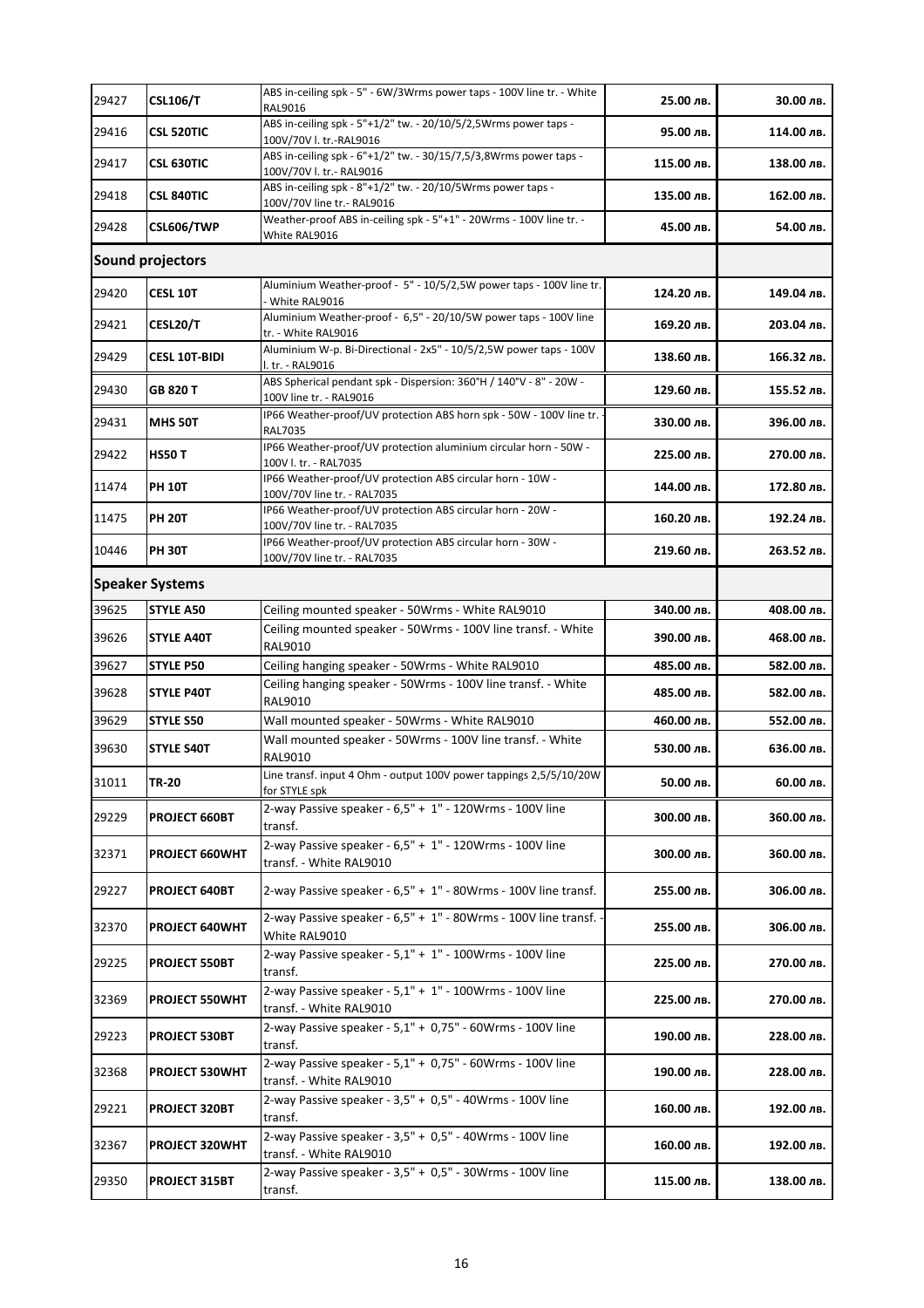| | | | | |
|---|---|---|---|---|
| 29427 | **CSL106/T** | ABS in-ceiling spk - 5" - 6W/3Wrms power taps - 100V line tr. - White RAL9016 | **25.00 лв.** | **30.00 лв.** |
| 29416 | **CSL 520TIC** | ABS in-ceiling spk - 5"+1/2" tw. - 20/10/5/2,5Wrms power taps - 100V/70V l. tr.-RAL9016 | **95.00 лв.** | **114.00 лв.** |
| 29417 | **CSL 630TIC** | ABS in-ceiling spk - 6"+1/2" tw. - 30/15/7,5/3,8Wrms power taps - 100V/70V l. tr.- RAL9016 | **115.00 лв.** | **138.00 лв.** |
| 29418 | **CSL 840TIC** | ABS in-ceiling spk - 8"+1/2" tw. - 20/10/5Wrms power taps - 100V/70V line tr.- RAL9016 | **135.00 лв.** | **162.00 лв.** |
| 29428 | **CSL606/TWP** | Weather-proof ABS in-ceiling spk - 5"+1" - 20Wrms - 100V line tr. - White RAL9016 | **45.00 лв.** | **54.00 лв.** |
| **Sound projectors** | | | | |
| 29420 | **CESL 10T** | Aluminium Weather-proof - 5" - 10/5/2,5W power taps - 100V line tr. - White RAL9016 | **124.20 лв.** | **149.04 лв.** |
| 29421 | **CESL20/T** | Aluminium Weather-proof - 6,5" - 20/10/5W power taps - 100V line tr. - White RAL9016 | **169.20 лв.** | **203.04 лв.** |
| 29429 | **CESL 10T-BIDI** | Aluminium W-p. Bi-Directional - 2x5" - 10/5/2,5W power taps - 100V l. tr. - RAL9016 | **138.60 лв.** | **166.32 лв.** |
| 29430 | **GB 820 T** | ABS Spherical pendant spk - Dispersion: 360°H / 140°V - 8" - 20W - 100V line tr. - RAL9016 | **129.60 лв.** | **155.52 лв.** |
| 29431 | **MHS 50T** | IP66 Weather-proof/UV protection ABS horn spk - 50W - 100V line tr. - RAL7035 | **330.00 лв.** | **396.00 лв.** |
| 29422 | **HS50 T** | IP66 Weather-proof/UV protection aluminium circular horn - 50W - 100V l. tr. - RAL7035 | **225.00 лв.** | **270.00 лв.** |
| 11474 | **PH 10T** | IP66 Weather-proof/UV protection ABS circular horn - 10W - 100V/70V line tr. - RAL7035 | **144.00 лв.** | **172.80 лв.** |
| 11475 | **PH 20T** | IP66 Weather-proof/UV protection ABS circular horn - 20W - 100V/70V line tr. - RAL7035 | **160.20 лв.** | **192.24 лв.** |
| 10446 | **PH 30T** | IP66 Weather-proof/UV protection ABS circular horn - 30W - 100V/70V line tr. - RAL7035 | **219.60 лв.** | **263.52 лв.** |
| **Speaker Systems** | | | | |
| 39625 | **STYLE A50** | Ceiling mounted speaker - 50Wrms - White RAL9010 | **340.00 лв.** | **408.00 лв.** |
| 39626 | **STYLE A40T** | Ceiling mounted speaker - 50Wrms - 100V line transf. - White RAL9010 | **390.00 лв.** | **468.00 лв.** |
| 39627 | **STYLE P50** | Ceiling hanging speaker - 50Wrms - White RAL9010 | **485.00 лв.** | **582.00 лв.** |
| 39628 | **STYLE P40T** | Ceiling hanging speaker - 50Wrms - 100V line transf. - White RAL9010 | **485.00 лв.** | **582.00 лв.** |
| 39629 | **STYLE S50** | Wall mounted speaker - 50Wrms - White RAL9010 | **460.00 лв.** | **552.00 лв.** |
| 39630 | **STYLE S40T** | Wall mounted speaker - 50Wrms - 100V line transf. - White RAL9010 | **530.00 лв.** | **636.00 лв.** |
| 31011 | **TR-20** | Line transf. input 4 Ohm - output 100V power tappings 2,5/5/10/20W for STYLE spk | **50.00 лв.** | **60.00 лв.** |
| 29229 | **PROJECT 660BT** | 2-way Passive speaker - 6,5" + 1" - 120Wrms - 100V line transf. | **300.00 лв.** | **360.00 лв.** |
| 32371 | **PROJECT 660WHT** | 2-way Passive speaker - 6,5" + 1" - 120Wrms - 100V line transf. - White RAL9010 | **300.00 лв.** | **360.00 лв.** |
| 29227 | **PROJECT 640BT** | 2-way Passive speaker - 6,5" + 1" - 80Wrms - 100V line transf. | **255.00 лв.** | **306.00 лв.** |
| 32370 | **PROJECT 640WHT** | 2-way Passive speaker - 6,5" + 1" - 80Wrms - 100V line transf. - White RAL9010 | **255.00 лв.** | **306.00 лв.** |
| 29225 | **PROJECT 550BT** | 2-way Passive speaker - 5,1" + 1" - 100Wrms - 100V line transf. | **225.00 лв.** | **270.00 лв.** |
| 32369 | **PROJECT 550WHT** | 2-way Passive speaker - 5,1" + 1" - 100Wrms - 100V line transf. - White RAL9010 | **225.00 лв.** | **270.00 лв.** |
| 29223 | **PROJECT 530BT** | 2-way Passive speaker - 5,1" + 0,75" - 60Wrms - 100V line transf. | **190.00 лв.** | **228.00 лв.** |
| 32368 | **PROJECT 530WHT** | 2-way Passive speaker - 5,1" + 0,75" - 60Wrms - 100V line transf. - White RAL9010 | **190.00 лв.** | **228.00 лв.** |
| 29221 | **PROJECT 320BT** | 2-way Passive speaker - 3,5" + 0,5" - 40Wrms - 100V line transf. | **160.00 лв.** | **192.00 лв.** |
| 32367 | **PROJECT 320WHT** | 2-way Passive speaker - 3,5" + 0,5" - 40Wrms - 100V line transf. - White RAL9010 | **160.00 лв.** | **192.00 лв.** |
| 29350 | **PROJECT 315BT** | 2-way Passive speaker - 3,5" + 0,5" - 30Wrms - 100V line transf. | **115.00 лв.** | **138.00 лв.** |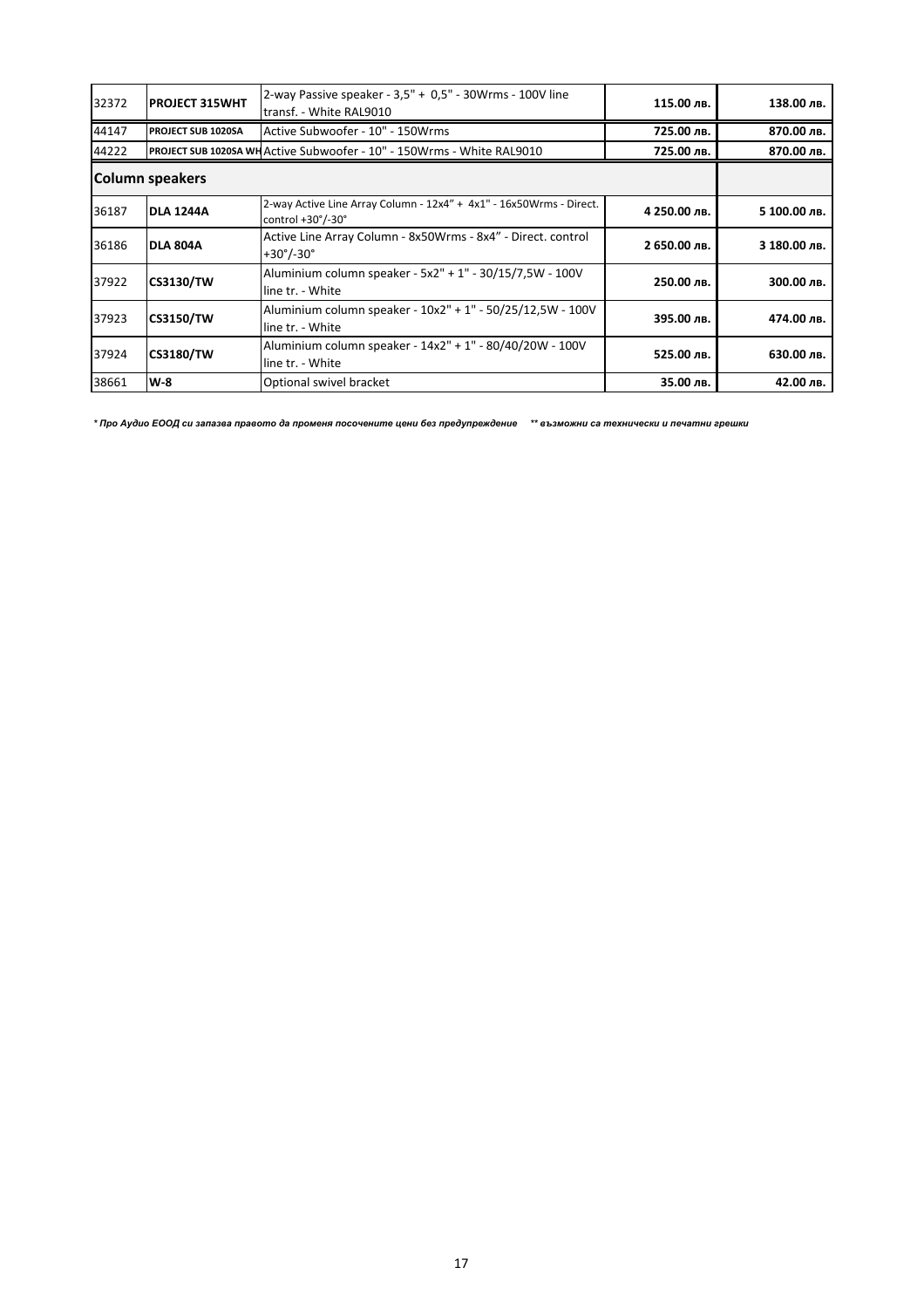| | | | | |
|---|---|---|---|---|
| 32372 | **PROJECT 315WHT** | 2-way Passive speaker - 3,5" + 0,5" - 30Wrms - 100V line transf. - White RAL9010 | **115.00 лв.** | **138.00 лв.** |
| 44147 | **PROJECT SUB 1020SA** | Active Subwoofer - 10" - 150Wrms | **725.00 лв.** | **870.00 лв.** |
| 44222 | **PROJECT SUB 1020SA WH** | Active Subwoofer - 10" - 150Wrms - White RAL9010 | **725.00 лв.** | **870.00 лв.** |
| **Column speakers** | | | | |
| 36187 | **DLA 1244A** | 2-way Active Line Array Column - 12x4” + 4x1" - 16x50Wrms - Direct. control +30°/-30° | **4 250.00 лв.** | **5 100.00 лв.** |
| 36186 | **DLA 804A** | Active Line Array Column - 8x50Wrms - 8x4” - Direct. control +30°/-30° | **2 650.00 лв.** | **3 180.00 лв.** |
| 37922 | **CS3130/TW** | Aluminium column speaker - 5x2" + 1" - 30/15/7,5W - 100V line tr. - White | **250.00 лв.** | **300.00 лв.** |
| 37923 | **CS3150/TW** | Aluminium column speaker - 10x2" + 1" - 50/25/12,5W - 100V line tr. - White | **395.00 лв.** | **474.00 лв.** |
| 37924 | **CS3180/TW** | Aluminium column speaker - 14x2" + 1" - 80/40/20W - 100V line tr. - White | **525.00 лв.** | **630.00 лв.** |
| 38661 | **W-8** | Optional swivel bracket | **35.00 лв.** | **42.00 лв.** |

***Про Аудио ЕООД си запазва правото да променя посочените цени без предупреждение  ** възможни са технически и печатни грешки***